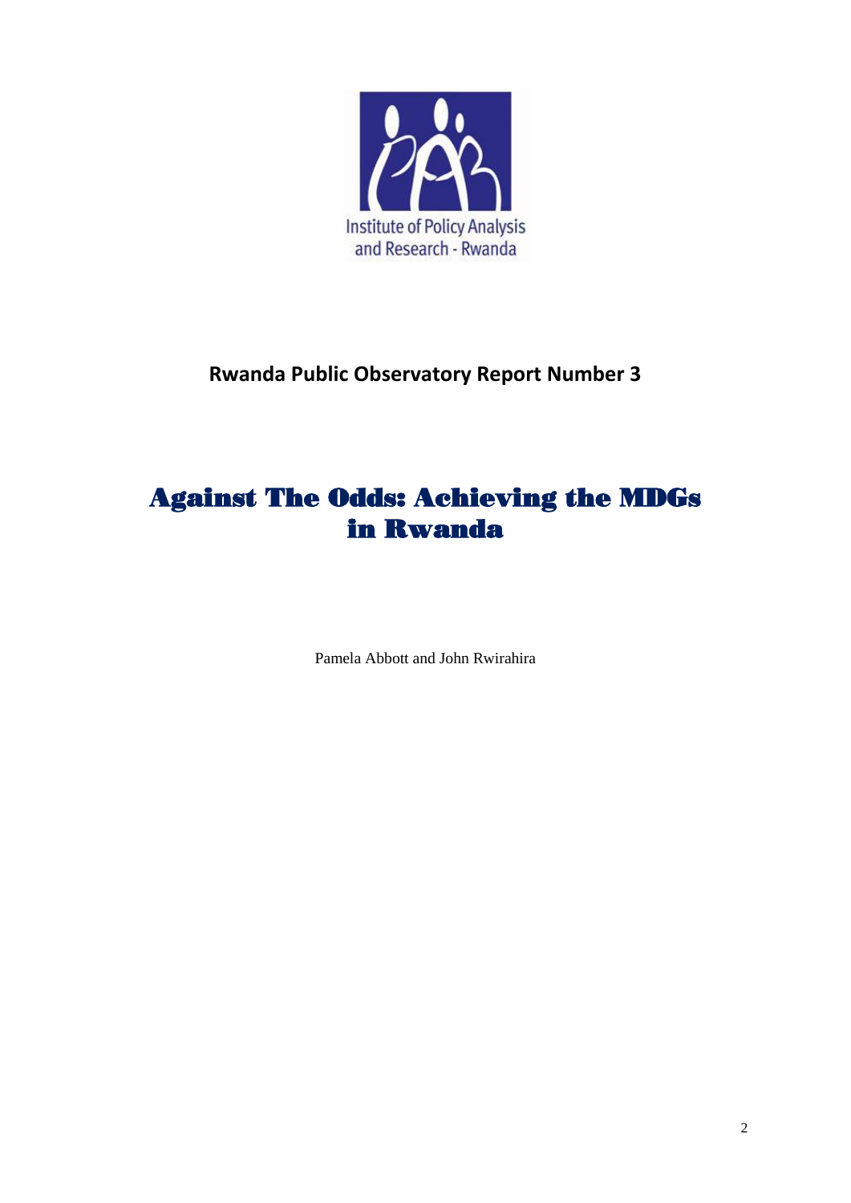Institute of Policy Analysis and Research - Rwanda

**Rwanda Public Observatory Report Number 3**

# Against The Odds: Achieving the MDGs in Rwanda

Pamela Abbott and John Rwirahira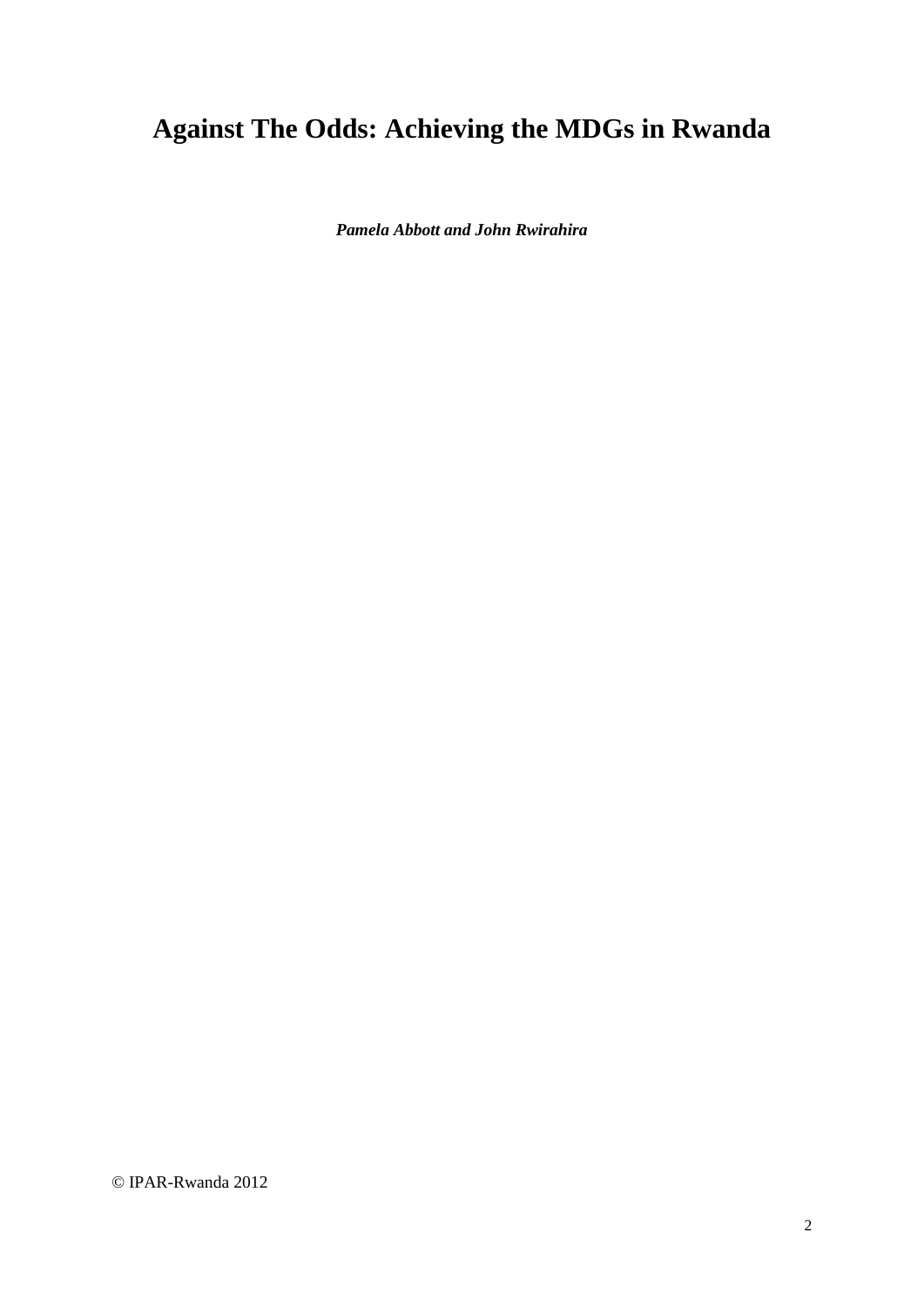# Against The Odds: Achieving the MDGs in Rwanda

***Pamela Abbott and John Rwirahira***

© IPAR-Rwanda 2012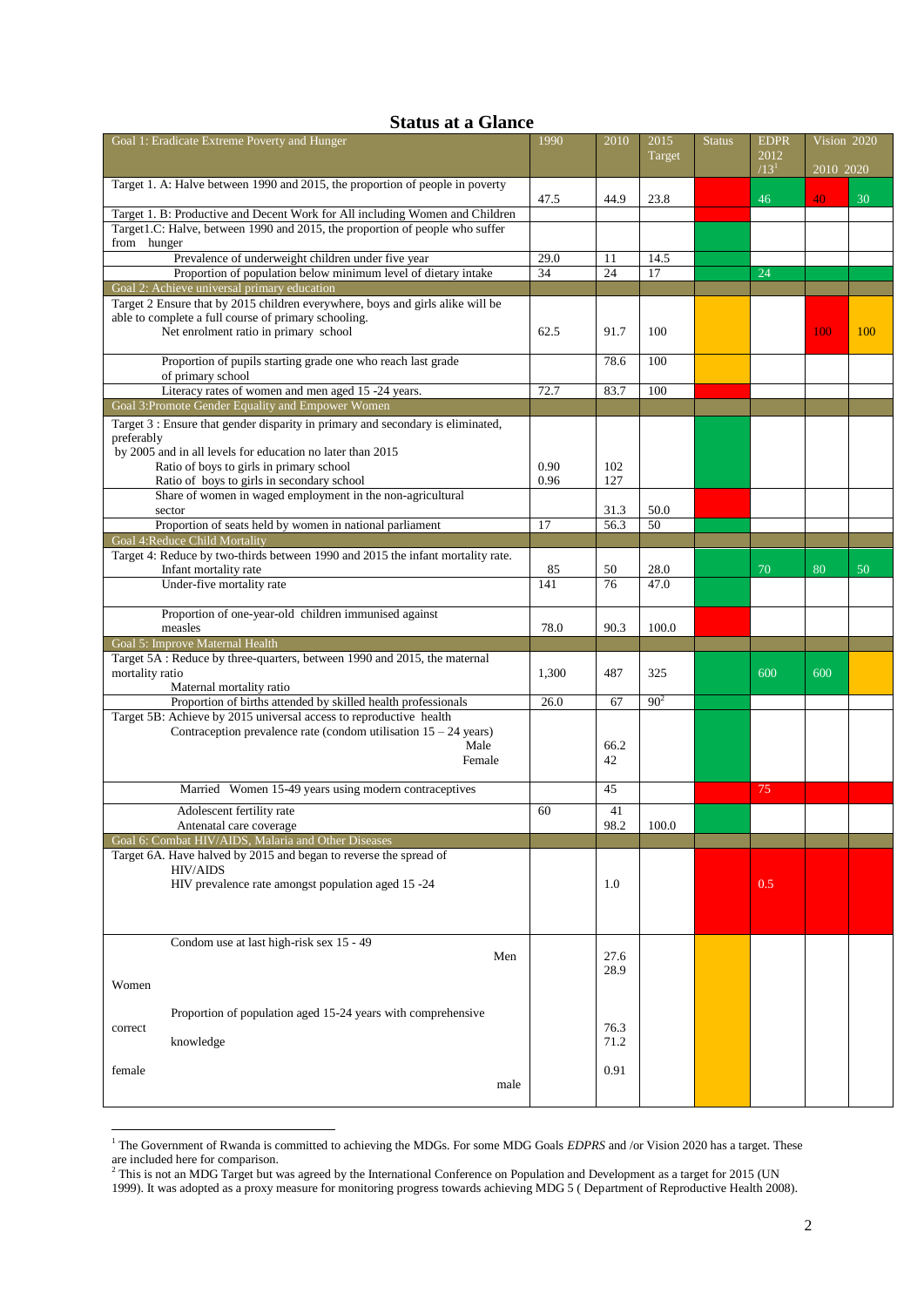# Status at a Glance

| Goal 1: Eradicate Extreme Poverty and Hunger | 1990 | 2010 | 2015 Target | Status | EDPR 2012 /13[1] | Vision 2020 2010 | 2020 |
|---|---|---|---|---|---|---|---|
| Target 1. A: Halve between 1990 and 2015, the proportion of people in poverty | 47.5 | 44.9 | 23.8 | | 46 | 40 | 30 |
| Target 1. B: Productive and Decent Work for All including Women and Children | | | | | | | |
| Target1.C: Halve, between 1990 and 2015, the proportion of people who suffer from hunger | | | | | | | |
| Prevalence of underweight children under five year | 29.0 | 11 | 14.5 | | | | |
| Proportion of population below minimum level of dietary intake | 34 | 24 | 17 | | 24 | | |
| Goal 2: Achieve universal primary education | | | | | | | |
| Target 2 Ensure that by 2015 children everywhere, boys and girls alike will be able to complete a full course of primary schooling. Net enrolment ratio in primary school | 62.5 | 91.7 | 100 | | | 100 | 100 |
| Proportion of pupils starting grade one who reach last grade of primary school | | 78.6 | 100 | | | | |
| Literacy rates of women and men aged 15 -24 years. | 72.7 | 83.7 | 100 | | | | |
| Goal 3:Promote Gender Equality and Empower Women | | | | | | | |
| Target 3 : Ensure that gender disparity in primary and secondary is eliminated, preferably by 2005 and in all levels for education no later than 2015 Ratio of boys to girls in primary school | 0.90 | 102 | | | | | |
| Ratio of boys to girls in secondary school | 0.96 | 127 | | | | | |
| Share of women in waged employment in the non-agricultural sector | | 31.3 | 50.0 | | | | |
| Proportion of seats held by women in national parliament | 17 | 56.3 | 50 | | | | |
| Goal 4:Reduce Child Mortality | | | | | | | |
| Target 4: Reduce by two-thirds between 1990 and 2015 the infant mortality rate. Infant mortality rate | 85 | 50 | 28.0 | | 70 | 80 | 50 |
| Under-five mortality rate | 141 | 76 | 47.0 | | | | |
| Proportion of one-year-old children immunised against measles | 78.0 | 90.3 | 100.0 | | | | |
| Goal 5: Improve Maternal Health | | | | | | | |
| Target 5A : Reduce by three-quarters, between 1990 and 2015, the maternal mortality ratio Maternal mortality ratio | 1,300 | 487 | 325 | | 600 | 600 | |
| Proportion of births attended by skilled health professionals | 26.0 | 67 | 90[2] | | | | |
| Target 5B: Achieve by 2015 universal access to reproductive health Contraception prevalence rate (condom utilisation 15 – 24 years) Male | | 66.2 | | | | | |
| Female | | 42 | | | | | |
| Married Women 15-49 years using modern contraceptives | | 45 | | | 75 | | |
| Adolescent fertility rate | 60 | 41 | | | | | |
| Antenatal care coverage | | 98.2 | 100.0 | | | | |
| Goal 6: Combat HIV/AIDS, Malaria and Other Diseases | | | | | | | |
| Target 6A. Have halved by 2015 and began to reverse the spread of HIV/AIDS HIV prevalence rate amongst population aged 15 -24 | | 1.0 | | | 0.5 | | |
| Condom use at last high-risk sex 15 - 49 Men | | 27.6 | | | | | |
| Women | | 28.9 | | | | | |
| Proportion of population aged 15-24 years with comprehensive correct knowledge female | | 76.3 | | | | | |
| male | | 71.2 | | | | | |
| | | 0.91 | | | | | |

[1] The Government of Rwanda is committed to achieving the MDGs. For some MDG Goals *EDPRS* and /or Vision 2020 has a target. These are included here for comparison.

[2] This is not an MDG Target but was agreed by the International Conference on Population and Development as a target for 2015 (UN 1999). It was adopted as a proxy measure for monitoring progress towards achieving MDG 5 ( Department of Reproductive Health 2008).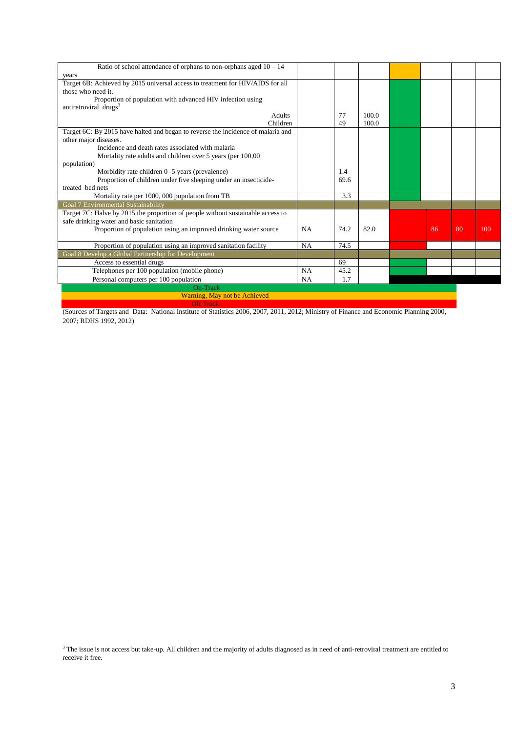| | | | | | | | |
|---|---|---|---|---|---|---|---|
| Ratio of school attendance of orphans to non-orphans aged 10 – 14 years | | | | | | | |
| Target 6B: Achieved by 2015 universal access to treatment for HIV/AIDS for all those who need it. Proportion of population with advanced HIV infection using antiretroviral drugs[3] | | | | | | | |
| Adults | | 77 | 100.0 | | | | |
| Children | | 49 | 100.0 | | | | |
| Target 6C: By 2015 have halted and began to reverse the incidence of malaria and other major diseases. Incidence and death rates associated with malaria Mortality rate adults and children over 5 years (per 100,00 population) | | | | | | | |
| Morbidity rate children 0 -5 years (prevalence) | | 1.4 | | | | | |
| Proportion of children under five sleeping under an insecticide-treated bed nets | | 69.6 | | | | | |
| Mortality rate per 1000, 000 population from TB | | 3.3 | | | | | |
| Goal 7 Environmental Sustainability | | | | | | | |
| Target 7C: Halve by 2015 the proportion of people without sustainable access to safe drinking water and basic sanitation Proportion of population using an improved drinking water source | NA | 74.2 | 82.0 | | 86 | 80 | 100 |
| Proportion of population using an improved sanitation facility | NA | 74.5 | | | | | |
| Goal 8 Develop a Global Partnership for Development | | | | | | | |
| Access to essential drugs | | 69 | | | | | |
| Telephones per 100 population (mobile phone) | NA | 45.2 | | | | | |
| Personal computers per 100 population | NA | 1.7 | | | | | |

On-Track

Warning, May not be Achieved

Off Track

(Sources of Targets and Data: National Institute of Statistics 2006, 2007, 2011, 2012; Ministry of Finance and Economic Planning 2000, 2007; RDHS 1992, 2012)

[3] The issue is not access but take-up. All children and the majority of adults diagnosed as in need of anti-retroviral treatment are entitled to receive it free.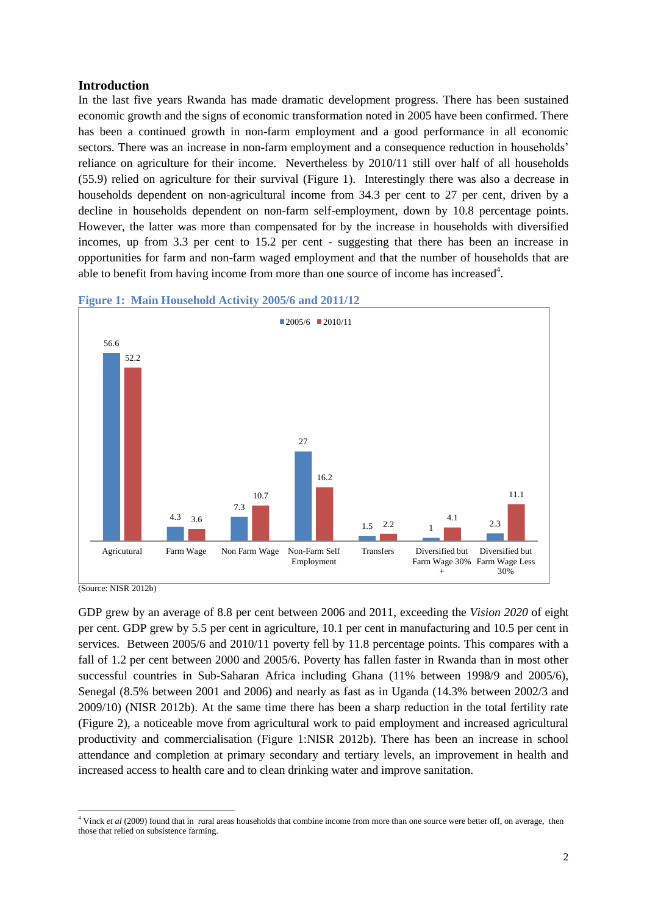## Introduction

In the last five years Rwanda has made dramatic development progress. There has been sustained economic growth and the signs of economic transformation noted in 2005 have been confirmed. There has been a continued growth in non-farm employment and a good performance in all economic sectors. There was an increase in non-farm employment and a consequence reduction in households' reliance on agriculture for their income. Nevertheless by 2010/11 still over half of all households (55.9) relied on agriculture for their survival (Figure 1). Interestingly there was also a decrease in households dependent on non-agricultural income from 34.3 per cent to 27 per cent, driven by a decline in households dependent on non-farm self-employment, down by 10.8 percentage points. However, the latter was more than compensated for by the increase in households with diversified incomes, up from 3.3 per cent to 15.2 per cent - suggesting that there has been an increase in opportunities for farm and non-farm waged employment and that the number of households that are able to benefit from having income from more than one source of income has increased[4].

**Figure 1: Main Household Activity 2005/6 and 2011/12**

2005/6 2010/11

Agricutural: 56.6, 52.2
Farm Wage: 4.3, 3.6
Non Farm Wage: 7.3, 10.7
Non-Farm Self Employment: 27, 16.2
Transfers: 1.5, 2.2
Diversified but Farm Wage 30% +: 1, 4.1
Diversified but Farm Wage Less 30%: 2.3, 11.1

(Source: NISR 2012b)

GDP grew by an average of 8.8 per cent between 2006 and 2011, exceeding the *Vision 2020* of eight per cent. GDP grew by 5.5 per cent in agriculture, 10.1 per cent in manufacturing and 10.5 per cent in services. Between 2005/6 and 2010/11 poverty fell by 11.8 percentage points. This compares with a fall of 1.2 per cent between 2000 and 2005/6. Poverty has fallen faster in Rwanda than in most other successful countries in Sub-Saharan Africa including Ghana (11% between 1998/9 and 2005/6), Senegal (8.5% between 2001 and 2006) and nearly as fast as in Uganda (14.3% between 2002/3 and 2009/10) (NISR 2012b). At the same time there has been a sharp reduction in the total fertility rate (Figure 2), a noticeable move from agricultural work to paid employment and increased agricultural productivity and commercialisation (Figure 1:NISR 2012b). There has been an increase in school attendance and completion at primary secondary and tertiary levels, an improvement in health and increased access to health care and to clean drinking water and improve sanitation.

---

[4] Vinck *et al* (2009) found that in rural areas households that combine income from more than one source were better off, on average, then those that relied on subsistence farming.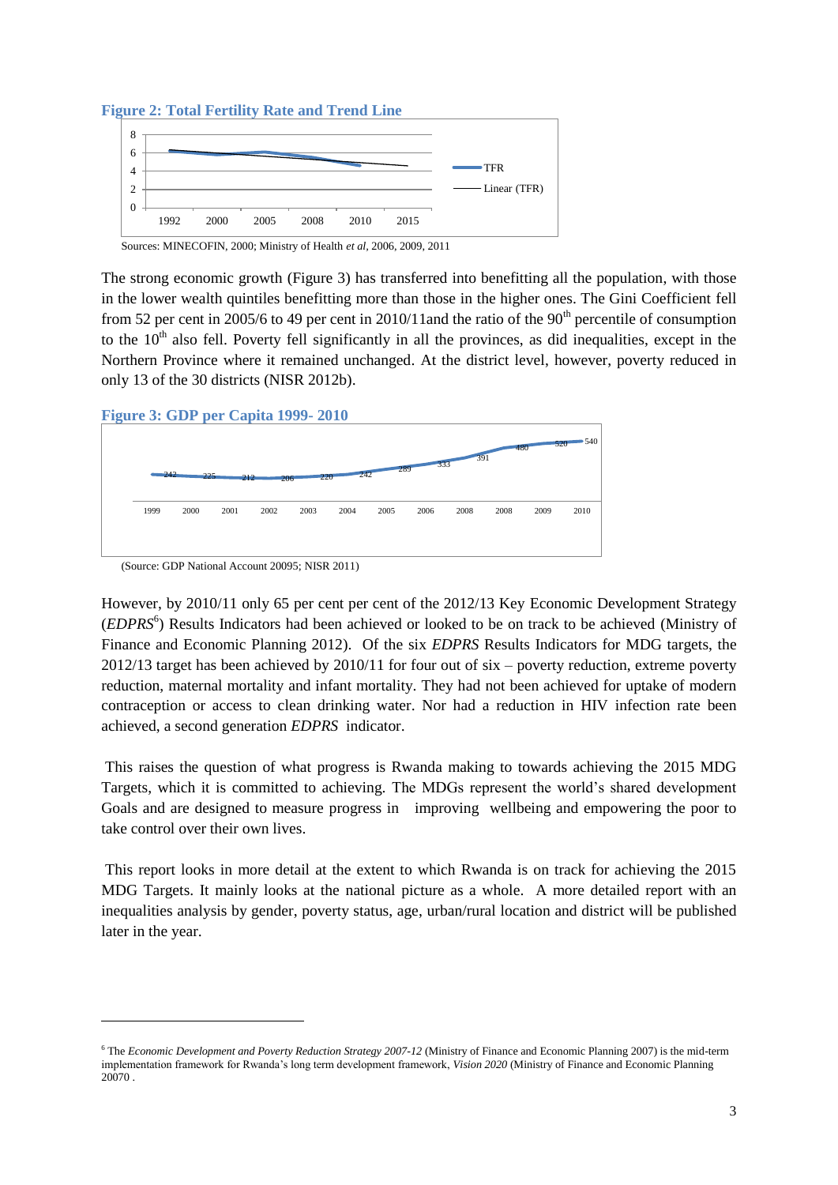**Figure 2: Total Fertility Rate and Trend Line**

8
6
4
2
0
1992 2000 2005 2008 2010 2015
TFR
Linear (TFR)

Sources: MINECOFIN, 2000; Ministry of Health *et al*, 2006, 2009, 2011

The strong economic growth (Figure 3) has transferred into benefitting all the population, with those in the lower wealth quintiles benefitting more than those in the higher ones. The Gini Coefficient fell from 52 per cent in 2005/6 to 49 per cent in 2010/11and the ratio of the 90th percentile of consumption to the 10th also fell. Poverty fell significantly in all the provinces, as did inequalities, except in the Northern Province where it remained unchanged. At the district level, however, poverty reduced in only 13 of the 30 districts (NISR 2012b).

**Figure 3: GDP per Capita 1999- 2010**

242 225 212 206 220 242 289 333 391 480 520 540
1999 2000 2001 2002 2003 2004 2005 2006 2008 2008 2009 2010

(Source: GDP National Account 20095; NISR 2011)

However, by 2010/11 only 65 per cent per cent of the 2012/13 Key Economic Development Strategy (*EDPRS*[6]) Results Indicators had been achieved or looked to be on track to be achieved (Ministry of Finance and Economic Planning 2012). Of the six *EDPRS* Results Indicators for MDG targets, the 2012/13 target has been achieved by 2010/11 for four out of six – poverty reduction, extreme poverty reduction, maternal mortality and infant mortality. They had not been achieved for uptake of modern contraception or access to clean drinking water. Nor had a reduction in HIV infection rate been achieved, a second generation *EDPRS* indicator.

This raises the question of what progress is Rwanda making to towards achieving the 2015 MDG Targets, which it is committed to achieving. The MDGs represent the world's shared development Goals and are designed to measure progress in improving wellbeing and empowering the poor to take control over their own lives.

This report looks in more detail at the extent to which Rwanda is on track for achieving the 2015 MDG Targets. It mainly looks at the national picture as a whole. A more detailed report with an inequalities analysis by gender, poverty status, age, urban/rural location and district will be published later in the year.

---

[6] The *Economic Development and Poverty Reduction Strategy 2007-12* (Ministry of Finance and Economic Planning 2007) is the mid-term implementation framework for Rwanda's long term development framework, *Vision 2020* (Ministry of Finance and Economic Planning 20070 .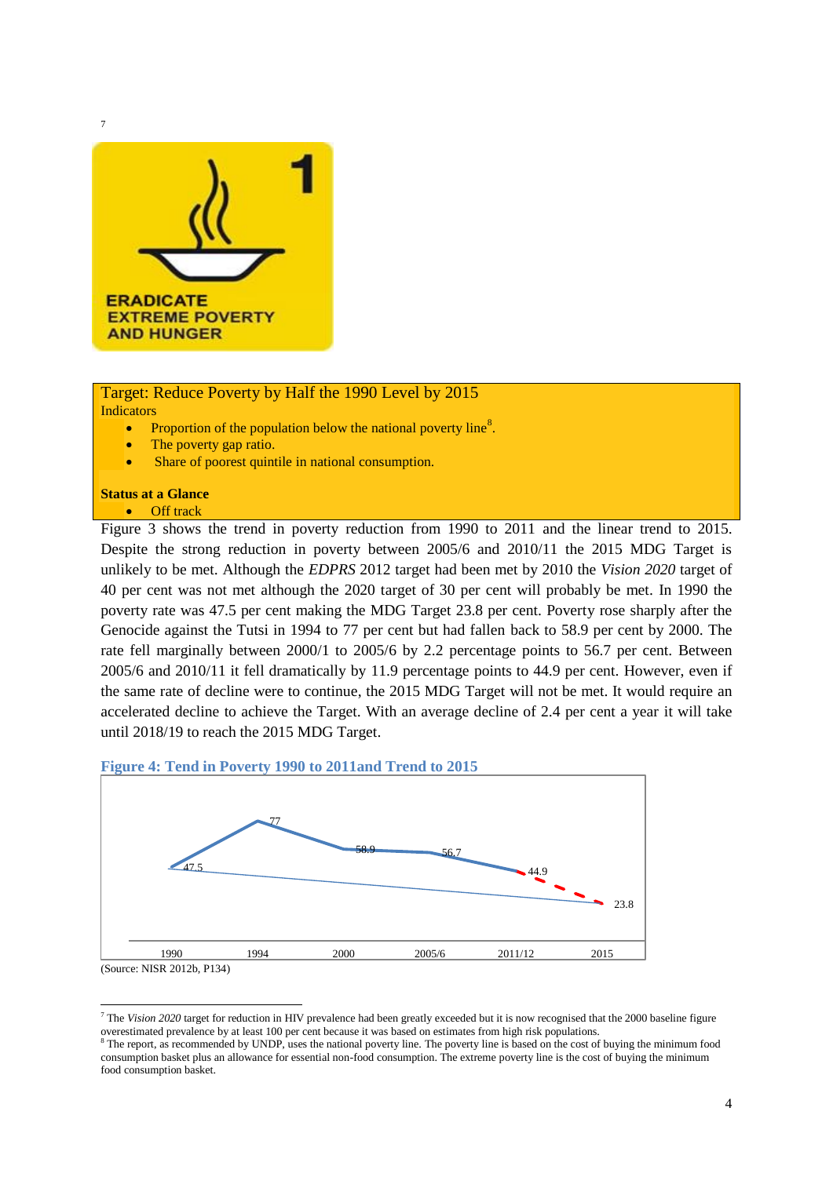[7]

ERADICATE EXTREME POVERTY AND HUNGER

1

**Target: Reduce Poverty by Half the 1990 Level by 2015**

Indicators

- Proportion of the population below the national poverty line[8].
- The poverty gap ratio.
- Share of poorest quintile in national consumption.

**Status at a Glance**

- Off track

Figure 3 shows the trend in poverty reduction from 1990 to 2011 and the linear trend to 2015. Despite the strong reduction in poverty between 2005/6 and 2010/11 the 2015 MDG Target is unlikely to be met. Although the *EDPRS* 2012 target had been met by 2010 the *Vision 2020* target of 40 per cent was not met although the 2020 target of 30 per cent will probably be met. In 1990 the poverty rate was 47.5 per cent making the MDG Target 23.8 per cent. Poverty rose sharply after the Genocide against the Tutsi in 1994 to 77 per cent but had fallen back to 58.9 per cent by 2000. The rate fell marginally between 2000/1 to 2005/6 by 2.2 percentage points to 56.7 per cent. Between 2005/6 and 2010/11 it fell dramatically by 11.9 percentage points to 44.9 per cent. However, even if the same rate of decline were to continue, the 2015 MDG Target will not be met. It would require an accelerated decline to achieve the Target. With an average decline of 2.4 per cent a year it will take until 2018/19 to reach the 2015 MDG Target.

**Figure 4: Tend in Poverty 1990 to 2011and Trend to 2015**

77
58.9
56.7
47.5
44.9
23.8

1990
1994
2000
2005/6
2011/12
2015

(Source: NISR 2012b, P134)

---

[7] The *Vision 2020* target for reduction in HIV prevalence had been greatly exceeded but it is now recognised that the 2000 baseline figure overestimated prevalence by at least 100 per cent because it was based on estimates from high risk populations.

[8] The report, as recommended by UNDP, uses the national poverty line. The poverty line is based on the cost of buying the minimum food consumption basket plus an allowance for essential non-food consumption. The extreme poverty line is the cost of buying the minimum food consumption basket.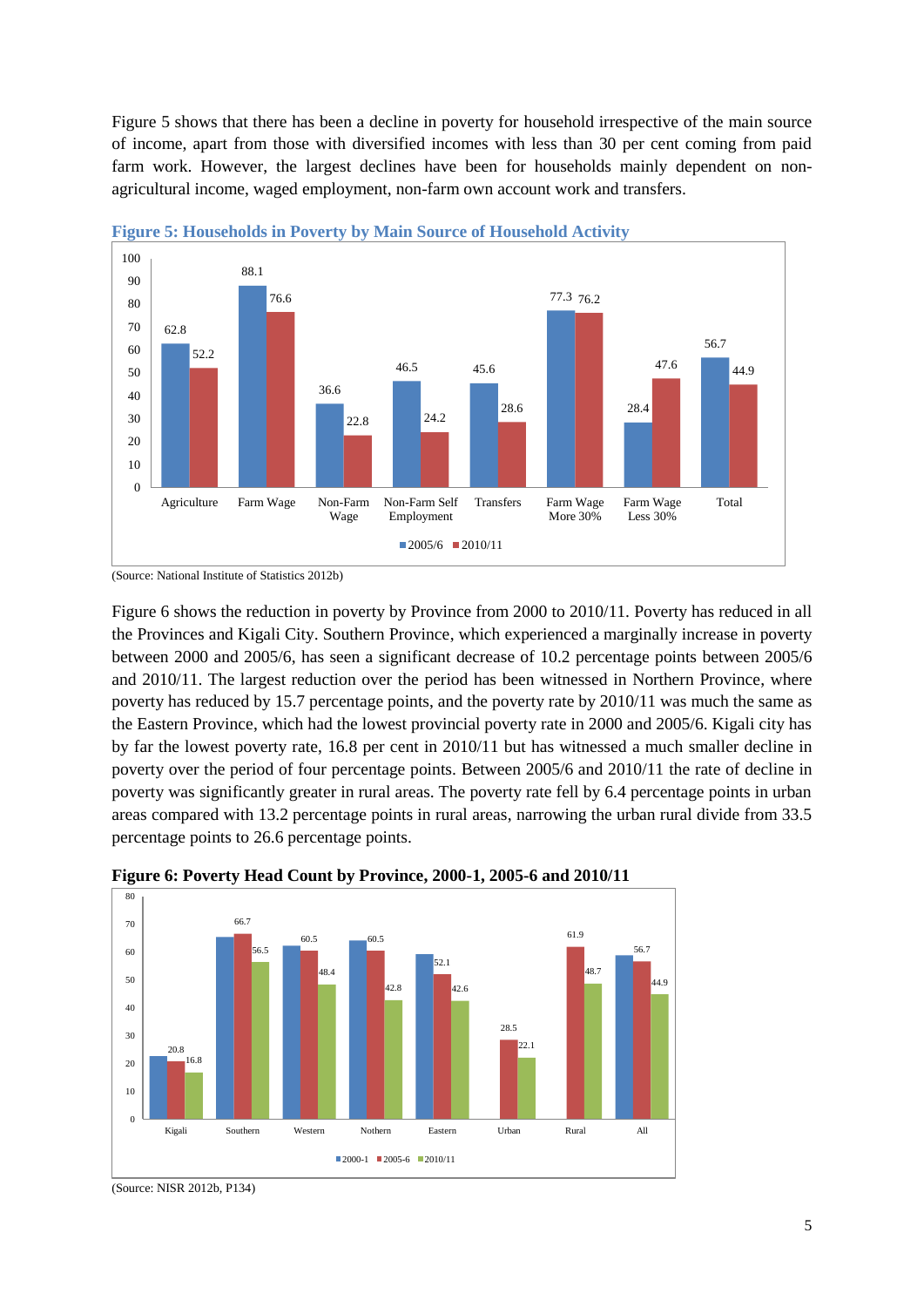Figure 5 shows that there has been a decline in poverty for household irrespective of the main source of income, apart from those with diversified incomes with less than 30 per cent coming from paid farm work. However, the largest declines have been for households mainly dependent on non-agricultural income, waged employment, non-farm own account work and transfers.

**Figure 5: Households in Poverty by Main Source of Household Activity**

100
90
80
70
60
50
40
30
20
10
0

Agriculture: 62.8, 52.2
Farm Wage: 88.1, 76.6
Non-Farm Wage: 36.6, 22.8
Non-Farm Self Employment: 46.5, 24.2
Transfers: 45.6, 28.6
Farm Wage More 30%: 77.3, 76.2
Farm Wage Less 30%: 28.4, 47.6
Total: 56.7, 44.9

2005/6 2010/11

(Source: National Institute of Statistics 2012b)

Figure 6 shows the reduction in poverty by Province from 2000 to 2010/11. Poverty has reduced in all the Provinces and Kigali City. Southern Province, which experienced a marginally increase in poverty between 2000 and 2005/6, has seen a significant decrease of 10.2 percentage points between 2005/6 and 2010/11. The largest reduction over the period has been witnessed in Northern Province, where poverty has reduced by 15.7 percentage points, and the poverty rate by 2010/11 was much the same as the Eastern Province, which had the lowest provincial poverty rate in 2000 and 2005/6. Kigali city has by far the lowest poverty rate, 16.8 per cent in 2010/11 but has witnessed a much smaller decline in poverty over the period of four percentage points. Between 2005/6 and 2010/11 the rate of decline in poverty was significantly greater in rural areas. The poverty rate fell by 6.4 percentage points in urban areas compared with 13.2 percentage points in rural areas, narrowing the urban rural divide from 33.5 percentage points to 26.6 percentage points.

**Figure 6: Poverty Head Count by Province, 2000-1, 2005-6 and 2010/11**

80
70
60
50
40
30
20
10
0

Kigali: 20.8, 16.8
Southern: 66.7, 56.5
Western: 60.5, 48.4
Nothern: 60.5, 42.8
Eastern: 52.1, 42.6
Urban: 28.5, 22.1
Rural: 61.9, 48.7
All: 56.7, 44.9

2000-1 2005-6 2010/11

(Source: NISR 2012b, P134)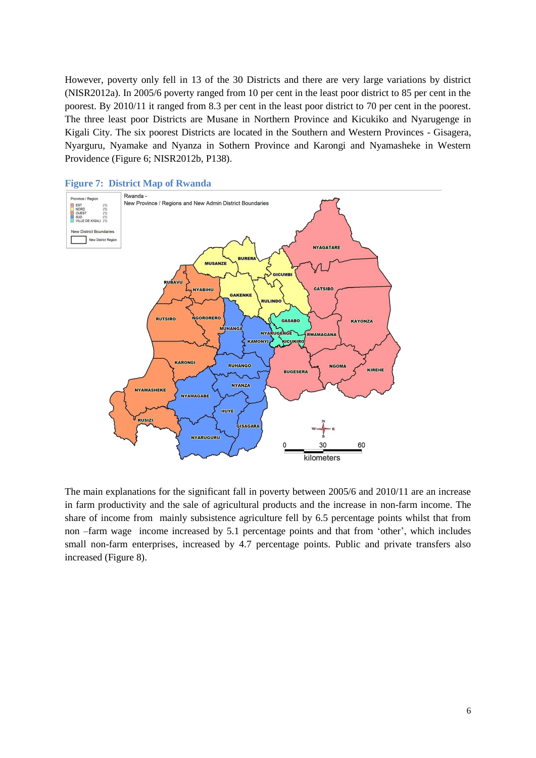However, poverty only fell in 13 of the 30 Districts and there are very large variations by district (NISR2012a). In 2005/6 poverty ranged from 10 per cent in the least poor district to 85 per cent in the poorest. By 2010/11 it ranged from 8.3 per cent in the least poor district to 70 per cent in the poorest. The three least poor Districts are Musane in Northern Province and Kicukiko and Nyarugenge in Kigali City. The six poorest Districts are located in the Southern and Western Provinces - Gisagera, Nyarguru, Nyamake and Nyanza in Sothern Province and Karongi and Nyamasheke in Western Providence (Figure 6; NISR2012b, P138).

## Figure 7: District Map of Rwanda

Province / Region
EST (1)
NORD (1)
OUEST (1)
SUD (1)
VILLE DE KIGALI (1)

New District Boundaries
New District Region

Rwanda -
New Province / Regions and New Admin District Boundaries

NYAGATARE
BURERA
MUSANZE
GICUMBI
RUBAVU
NYABIHU
GAKENKE
GATSIBO
RULINDO
RUTSIRO
NGORORERO
GASABO
KAYONZA
MUHANGA
NYARUGENGE
RWAMAGANA
KAMONYI
KICUKIRO
KARONGI
RUHANGO
NGOMA
BUGESERA
KIREHE
NYANZA
NYAMASHEKE
NYAMAGABE
HUYE
RUSIZI
GISAGARA
NYARUGURU

0 30 60
kilometers

The main explanations for the significant fall in poverty between 2005/6 and 2010/11 are an increase in farm productivity and the sale of agricultural products and the increase in non-farm income. The share of income from mainly subsistence agriculture fell by 6.5 percentage points whilst that from non –farm wage income increased by 5.1 percentage points and that from 'other', which includes small non-farm enterprises, increased by 4.7 percentage points. Public and private transfers also increased (Figure 8).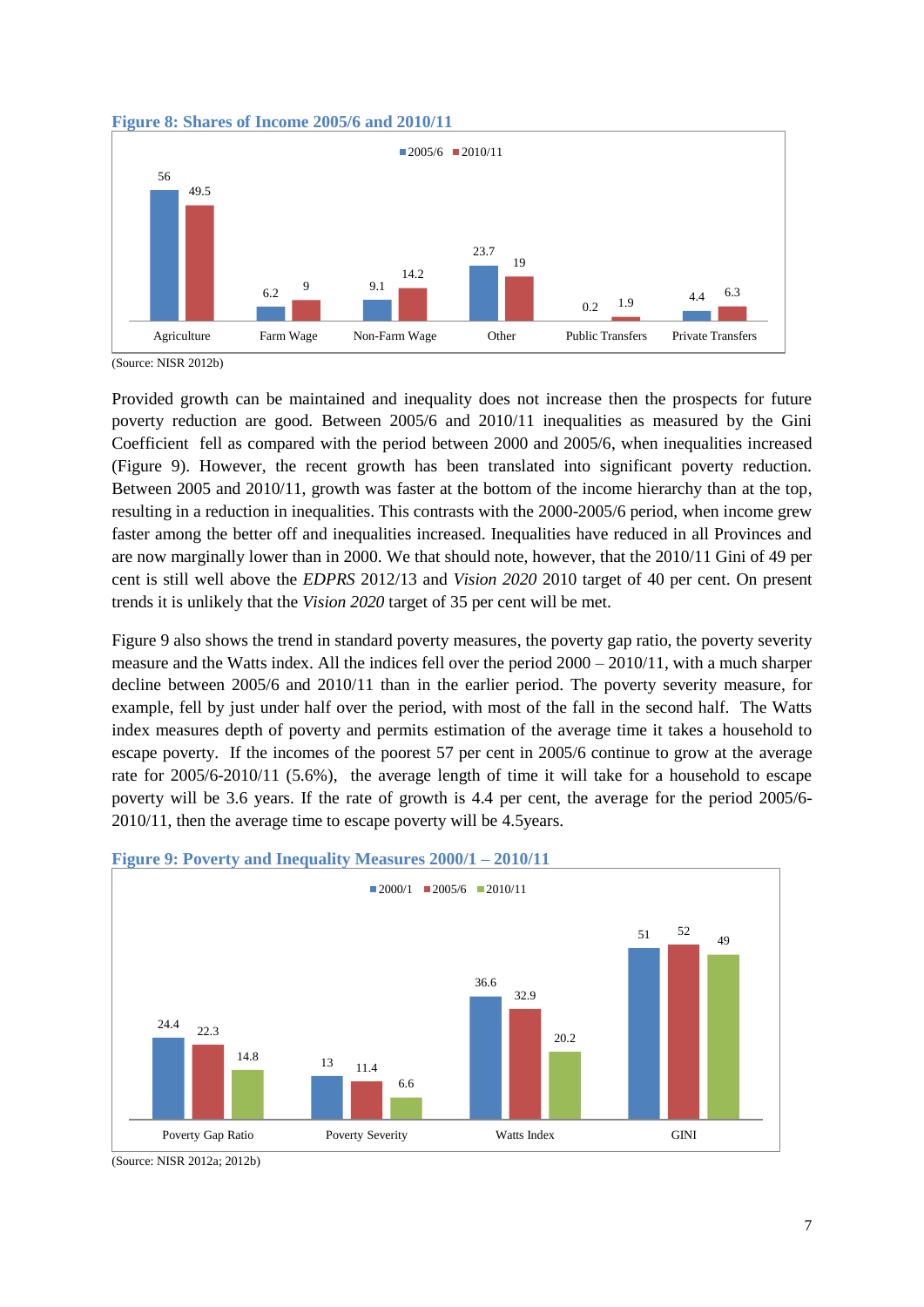**Figure 8: Shares of Income 2005/6 and 2010/11**

2005/6
2010/11

56
49.5
6.2
9
9.1
14.2
23.7
19
0.2
1.9
4.4
6.3

Agriculture
Farm Wage
Non-Farm Wage
Other
Public Transfers
Private Transfers

(Source: NISR 2012b)

Provided growth can be maintained and inequality does not increase then the prospects for future poverty reduction are good. Between 2005/6 and 2010/11 inequalities as measured by the Gini Coefficient fell as compared with the period between 2000 and 2005/6, when inequalities increased (Figure 9). However, the recent growth has been translated into significant poverty reduction. Between 2005 and 2010/11, growth was faster at the bottom of the income hierarchy than at the top, resulting in a reduction in inequalities. This contrasts with the 2000-2005/6 period, when income grew faster among the better off and inequalities increased. Inequalities have reduced in all Provinces and are now marginally lower than in 2000. We that should note, however, that the 2010/11 Gini of 49 per cent is still well above the *EDPRS* 2012/13 and *Vision 2020* 2010 target of 40 per cent. On present trends it is unlikely that the *Vision 2020* target of 35 per cent will be met.

Figure 9 also shows the trend in standard poverty measures, the poverty gap ratio, the poverty severity measure and the Watts index. All the indices fell over the period 2000 – 2010/11, with a much sharper decline between 2005/6 and 2010/11 than in the earlier period. The poverty severity measure, for example, fell by just under half over the period, with most of the fall in the second half. The Watts index measures depth of poverty and permits estimation of the average time it takes a household to escape poverty. If the incomes of the poorest 57 per cent in 2005/6 continue to grow at the average rate for 2005/6-2010/11 (5.6%), the average length of time it will take for a household to escape poverty will be 3.6 years. If the rate of growth is 4.4 per cent, the average for the period 2005/6-2010/11, then the average time to escape poverty will be 4.5years.

**Figure 9: Poverty and Inequality Measures 2000/1 – 2010/11**

2000/1
2005/6
2010/11

24.4
22.3
14.8
13
11.4
6.6
36.6
32.9
20.2
51
52
49

Poverty Gap Ratio
Poverty Severity
Watts Index
GINI

(Source: NISR 2012a; 2012b)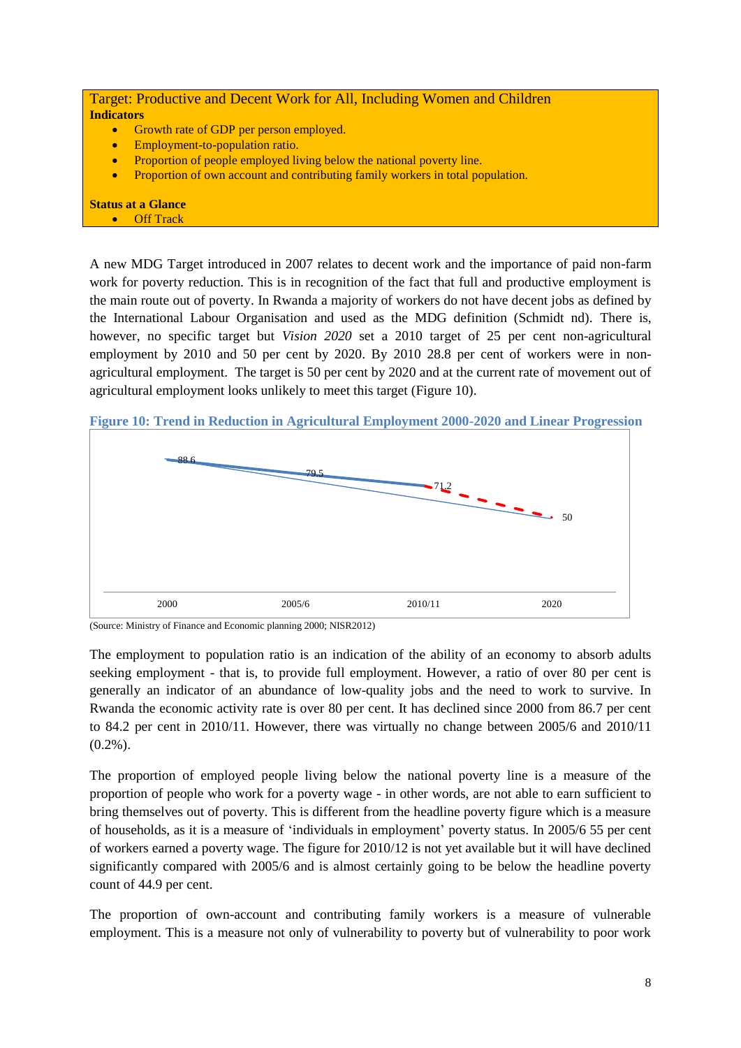**Target: Productive and Decent Work for All, Including Women and Children**

**Indicators**

- Growth rate of GDP per person employed.
- Employment-to-population ratio.
- Proportion of people employed living below the national poverty line.
- Proportion of own account and contributing family workers in total population.

**Status at a Glance**

- Off Track

A new MDG Target introduced in 2007 relates to decent work and the importance of paid non-farm work for poverty reduction. This is in recognition of the fact that full and productive employment is the main route out of poverty. In Rwanda a majority of workers do not have decent jobs as defined by the International Labour Organisation and used as the MDG definition (Schmidt nd). There is, however, no specific target but *Vision 2020* set a 2010 target of 25 per cent non-agricultural employment by 2010 and 50 per cent by 2020. By 2010 28.8 per cent of workers were in non-agricultural employment. The target is 50 per cent by 2020 and at the current rate of movement out of agricultural employment looks unlikely to meet this target (Figure 10).

**Figure 10: Trend in Reduction in Agricultural Employment 2000-2020 and Linear Progression**

| Year | 2000 | 2005/6 | 2010/11 | 2020 |
|---|---|---|---|---|
| Agricultural employment (%) | 88.6 | 79.5 | 71.2 | 50 |

(Source: Ministry of Finance and Economic planning 2000; NISR2012)

The employment to population ratio is an indication of the ability of an economy to absorb adults seeking employment - that is, to provide full employment. However, a ratio of over 80 per cent is generally an indicator of an abundance of low-quality jobs and the need to work to survive. In Rwanda the economic activity rate is over 80 per cent. It has declined since 2000 from 86.7 per cent to 84.2 per cent in 2010/11. However, there was virtually no change between 2005/6 and 2010/11 (0.2%).

The proportion of employed people living below the national poverty line is a measure of the proportion of people who work for a poverty wage - in other words, are not able to earn sufficient to bring themselves out of poverty. This is different from the headline poverty figure which is a measure of households, as it is a measure of 'individuals in employment' poverty status. In 2005/6 55 per cent of workers earned a poverty wage. The figure for 2010/12 is not yet available but it will have declined significantly compared with 2005/6 and is almost certainly going to be below the headline poverty count of 44.9 per cent.

The proportion of own-account and contributing family workers is a measure of vulnerable employment. This is a measure not only of vulnerability to poverty but of vulnerability to poor work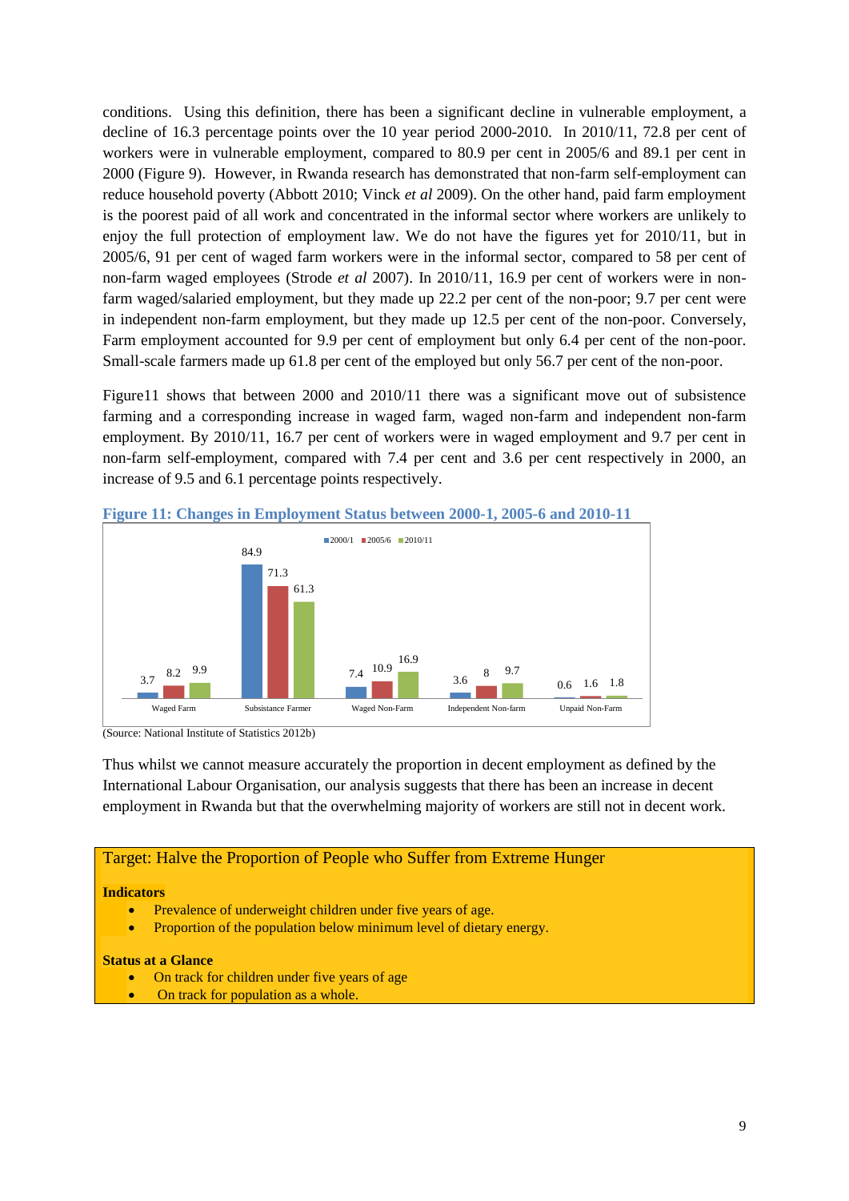conditions. Using this definition, there has been a significant decline in vulnerable employment, a decline of 16.3 percentage points over the 10 year period 2000-2010. In 2010/11, 72.8 per cent of workers were in vulnerable employment, compared to 80.9 per cent in 2005/6 and 89.1 per cent in 2000 (Figure 9). However, in Rwanda research has demonstrated that non-farm self-employment can reduce household poverty (Abbott 2010; Vinck *et al* 2009). On the other hand, paid farm employment is the poorest paid of all work and concentrated in the informal sector where workers are unlikely to enjoy the full protection of employment law. We do not have the figures yet for 2010/11, but in 2005/6, 91 per cent of waged farm workers were in the informal sector, compared to 58 per cent of non-farm waged employees (Strode *et al* 2007). In 2010/11, 16.9 per cent of workers were in non-farm waged/salaried employment, but they made up 22.2 per cent of the non-poor; 9.7 per cent were in independent non-farm employment, but they made up 12.5 per cent of the non-poor. Conversely, Farm employment accounted for 9.9 per cent of employment but only 6.4 per cent of the non-poor. Small-scale farmers made up 61.8 per cent of the employed but only 56.7 per cent of the non-poor.

Figure11 shows that between 2000 and 2010/11 there was a significant move out of subsistence farming and a corresponding increase in waged farm, waged non-farm and independent non-farm employment. By 2010/11, 16.7 per cent of workers were in waged employment and 9.7 per cent in non-farm self-employment, compared with 7.4 per cent and 3.6 per cent respectively in 2000, an increase of 9.5 and 6.1 percentage points respectively.

**Figure 11: Changes in Employment Status between 2000-1, 2005-6 and 2010-11**

| | 2000/1 | 2005/6 | 2010/11 |
|---|---|---|---|
| Waged Farm | 3.7 | 8.2 | 9.9 |
| Subsistance Farmer | 84.9 | 71.3 | 61.3 |
| Waged Non-Farm | 7.4 | 10.9 | 16.9 |
| Independent Non-farm | 3.6 | 8 | 9.7 |
| Unpaid Non-Farm | 0.6 | 1.6 | 1.8 |

(Source: National Institute of Statistics 2012b)

Thus whilst we cannot measure accurately the proportion in decent employment as defined by the International Labour Organisation, our analysis suggests that there has been an increase in decent employment in Rwanda but that the overwhelming majority of workers are still not in decent work.

## Target: Halve the Proportion of People who Suffer from Extreme Hunger

**Indicators**

- Prevalence of underweight children under five years of age.
- Proportion of the population below minimum level of dietary energy.

**Status at a Glance**

- On track for children under five years of age
- On track for population as a whole.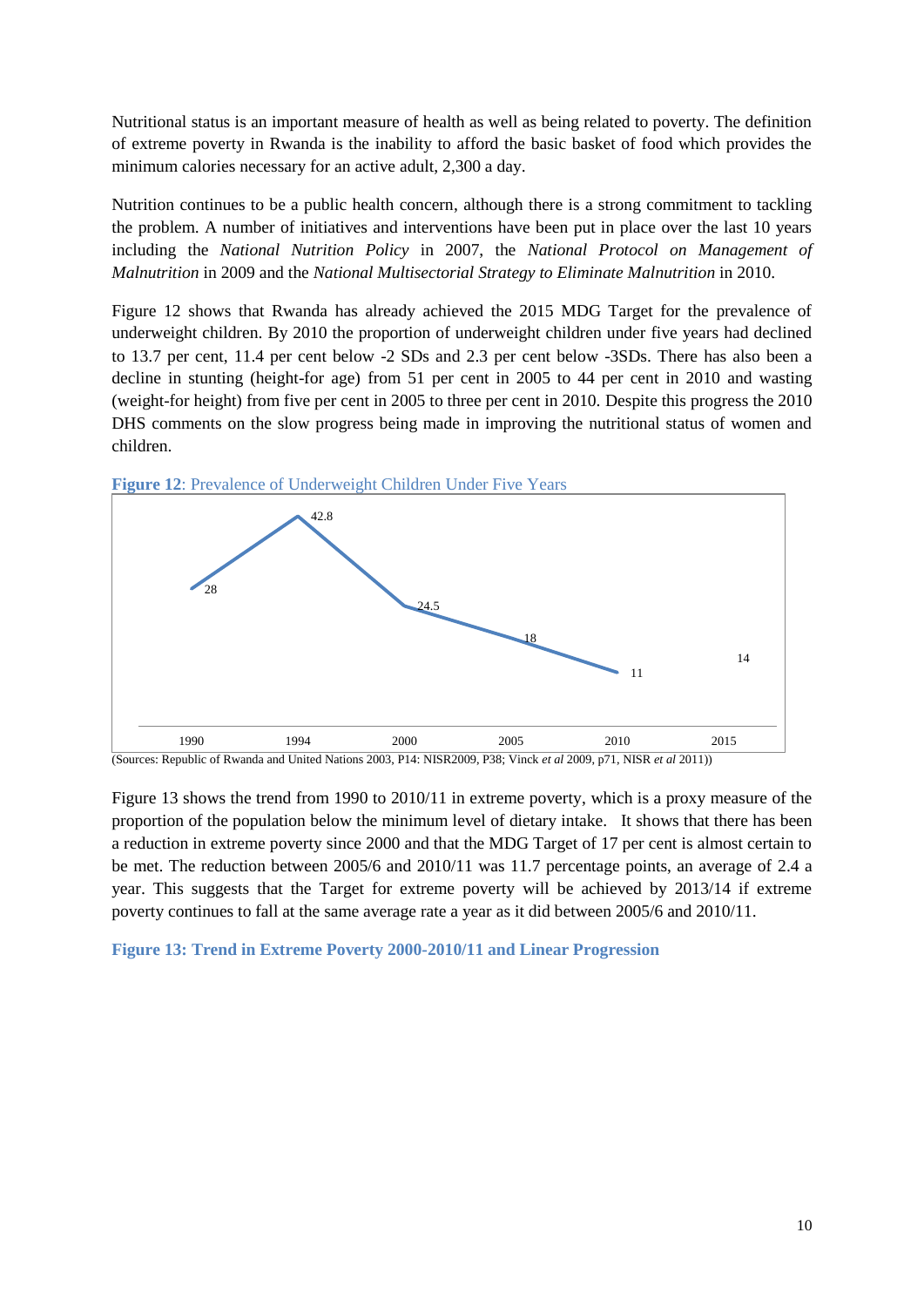Nutritional status is an important measure of health as well as being related to poverty. The definition of extreme poverty in Rwanda is the inability to afford the basic basket of food which provides the minimum calories necessary for an active adult, 2,300 a day.

Nutrition continues to be a public health concern, although there is a strong commitment to tackling the problem. A number of initiatives and interventions have been put in place over the last 10 years including the *National Nutrition Policy* in 2007, the *National Protocol on Management of Malnutrition* in 2009 and the *National Multisectorial Strategy to Eliminate Malnutrition* in 2010.

Figure 12 shows that Rwanda has already achieved the 2015 MDG Target for the prevalence of underweight children. By 2010 the proportion of underweight children under five years had declined to 13.7 per cent, 11.4 per cent below -2 SDs and 2.3 per cent below -3SDs. There has also been a decline in stunting (height-for age) from 51 per cent in 2005 to 44 per cent in 2010 and wasting (weight-for height) from five per cent in 2005 to three per cent in 2010. Despite this progress the 2010 DHS comments on the slow progress being made in improving the nutritional status of women and children.

**Figure 12**: Prevalence of Underweight Children Under Five Years

42.8
28
24.5
18
11
14

1990
1994
2000
2005
2010
2015

(Sources: Republic of Rwanda and United Nations 2003, P14: NISR2009, P38; Vinck *et al* 2009, p71, NISR *et al* 2011))

Figure 13 shows the trend from 1990 to 2010/11 in extreme poverty, which is a proxy measure of the proportion of the population below the minimum level of dietary intake. It shows that there has been a reduction in extreme poverty since 2000 and that the MDG Target of 17 per cent is almost certain to be met. The reduction between 2005/6 and 2010/11 was 11.7 percentage points, an average of 2.4 a year. This suggests that the Target for extreme poverty will be achieved by 2013/14 if extreme poverty continues to fall at the same average rate a year as it did between 2005/6 and 2010/11.

**Figure 13: Trend in Extreme Poverty 2000-2010/11 and Linear Progression**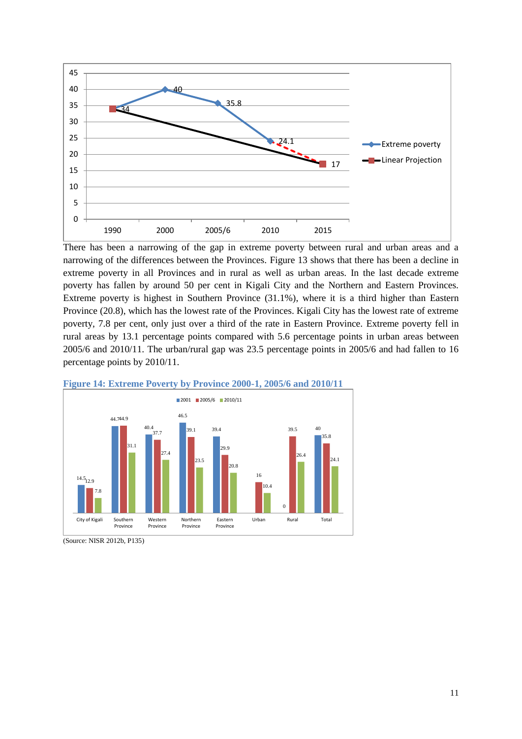There has been a narrowing of the gap in extreme poverty between rural and urban areas and a narrowing of the differences between the Provinces. Figure 13 shows that there has been a decline in extreme poverty in all Provinces and in rural as well as urban areas. In the last decade extreme poverty has fallen by around 50 per cent in Kigali City and the Northern and Eastern Provinces. Extreme poverty is highest in Southern Province (31.1%), where it is a third higher than Eastern Province (20.8), which has the lowest rate of the Provinces. Kigali City has the lowest rate of extreme poverty, 7.8 per cent, only just over a third of the rate in Eastern Province. Extreme poverty fell in rural areas by 13.1 percentage points compared with 5.6 percentage points in urban areas between 2005/6 and 2010/11. The urban/rural gap was 23.5 percentage points in 2005/6 and had fallen to 16 percentage points by 2010/11.

**Figure 14: Extreme Poverty by Province 2000-1, 2005/6 and 2010/11**

(Source: NISR 2012b, P135)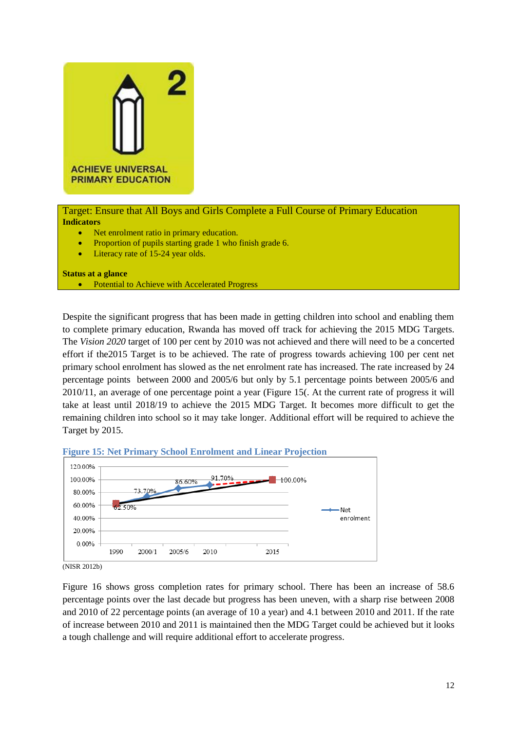**2**

**ACHIEVE UNIVERSAL PRIMARY EDUCATION**

Target: Ensure that All Boys and Girls Complete a Full Course of Primary Education

**Indicators**

- Net enrolment ratio in primary education.
- Proportion of pupils starting grade 1 who finish grade 6.
- Literacy rate of 15-24 year olds.

**Status at a glance**

- Potential to Achieve with Accelerated Progress

Despite the significant progress that has been made in getting children into school and enabling them to complete primary education, Rwanda has moved off track for achieving the 2015 MDG Targets. The *Vision 2020* target of 100 per cent by 2010 was not achieved and there will need to be a concerted effort if the2015 Target is to be achieved. The rate of progress towards achieving 100 per cent net primary school enrolment has slowed as the net enrolment rate has increased. The rate increased by 24 percentage points between 2000 and 2005/6 but only by 5.1 percentage points between 2005/6 and 2010/11, an average of one percentage point a year (Figure 15(. At the current rate of progress it will take at least until 2018/19 to achieve the 2015 MDG Target. It becomes more difficult to get the remaining children into school so it may take longer. Additional effort will be required to achieve the Target by 2015.

**Figure 15: Net Primary School Enrolment and Linear Projection**

120.00%
100.00%
80.00%
60.00%
40.00%
20.00%
0.00%

1990
2000/1
2005/6
2010
2015

62.50%
73.70%
86.60%
91.70%
100.00%

Net enrolment

(NISR 2012b)

Figure 16 shows gross completion rates for primary school. There has been an increase of 58.6 percentage points over the last decade but progress has been uneven, with a sharp rise between 2008 and 2010 of 22 percentage points (an average of 10 a year) and 4.1 between 2010 and 2011. If the rate of increase between 2010 and 2011 is maintained then the MDG Target could be achieved but it looks a tough challenge and will require additional effort to accelerate progress.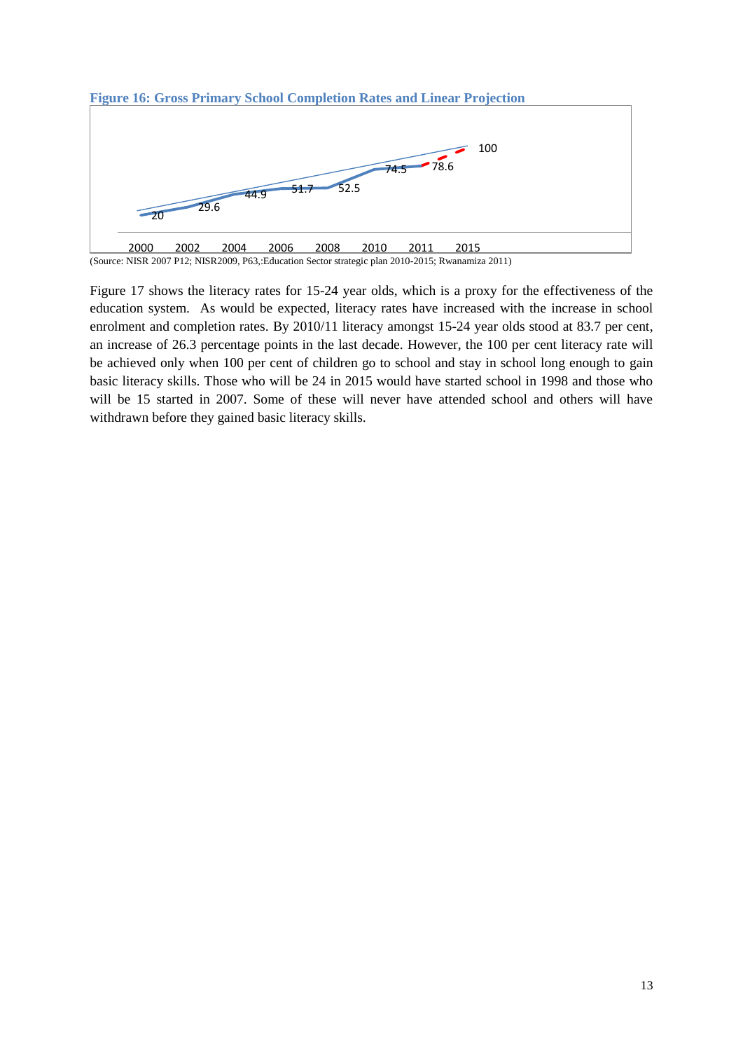**Figure 16: Gross Primary School Completion Rates and Linear Projection**

100

74.5 78.6

44.9 51.7 52.5

20 29.6

2000 2002 2004 2006 2008 2010 2011 2015

(Source: NISR 2007 P12; NISR2009, P63,:Education Sector strategic plan 2010-2015; Rwanamiza 2011)

Figure 17 shows the literacy rates for 15-24 year olds, which is a proxy for the effectiveness of the education system. As would be expected, literacy rates have increased with the increase in school enrolment and completion rates. By 2010/11 literacy amongst 15-24 year olds stood at 83.7 per cent, an increase of 26.3 percentage points in the last decade. However, the 100 per cent literacy rate will be achieved only when 100 per cent of children go to school and stay in school long enough to gain basic literacy skills. Those who will be 24 in 2015 would have started school in 1998 and those who will be 15 started in 2007. Some of these will never have attended school and others will have withdrawn before they gained basic literacy skills.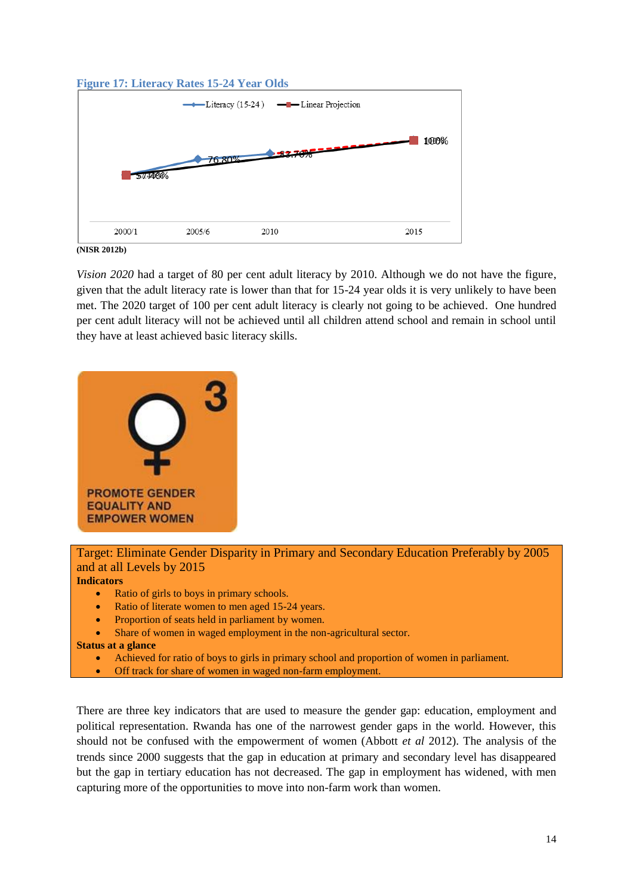**Figure 17: Literacy Rates 15-24 Year Olds**

Literacy (15-24 )
Linear Projection

57.40%
76.80%
83.70%
100%

2000/1
2005/6
2010
2015

**(NISR 2012b)**

*Vision 2020* had a target of 80 per cent adult literacy by 2010. Although we do not have the figure, given that the adult literacy rate is lower than that for 15-24 year olds it is very unlikely to have been met. The 2020 target of 100 per cent adult literacy is clearly not going to be achieved. One hundred per cent adult literacy will not be achieved until all children attend school and remain in school until they have at least achieved basic literacy skills.

3

PROMOTE GENDER EQUALITY AND EMPOWER WOMEN

Target: Eliminate Gender Disparity in Primary and Secondary Education Preferably by 2005 and at all Levels by 2015

**Indicators**

- Ratio of girls to boys in primary schools.
- Ratio of literate women to men aged 15-24 years.
- Proportion of seats held in parliament by women.
- Share of women in waged employment in the non-agricultural sector.

**Status at a glance**

- Achieved for ratio of boys to girls in primary school and proportion of women in parliament.
- Off track for share of women in waged non-farm employment.

There are three key indicators that are used to measure the gender gap: education, employment and political representation. Rwanda has one of the narrowest gender gaps in the world. However, this should not be confused with the empowerment of women (Abbott *et al* 2012). The analysis of the trends since 2000 suggests that the gap in education at primary and secondary level has disappeared but the gap in tertiary education has not decreased. The gap in employment has widened, with men capturing more of the opportunities to move into non-farm work than women.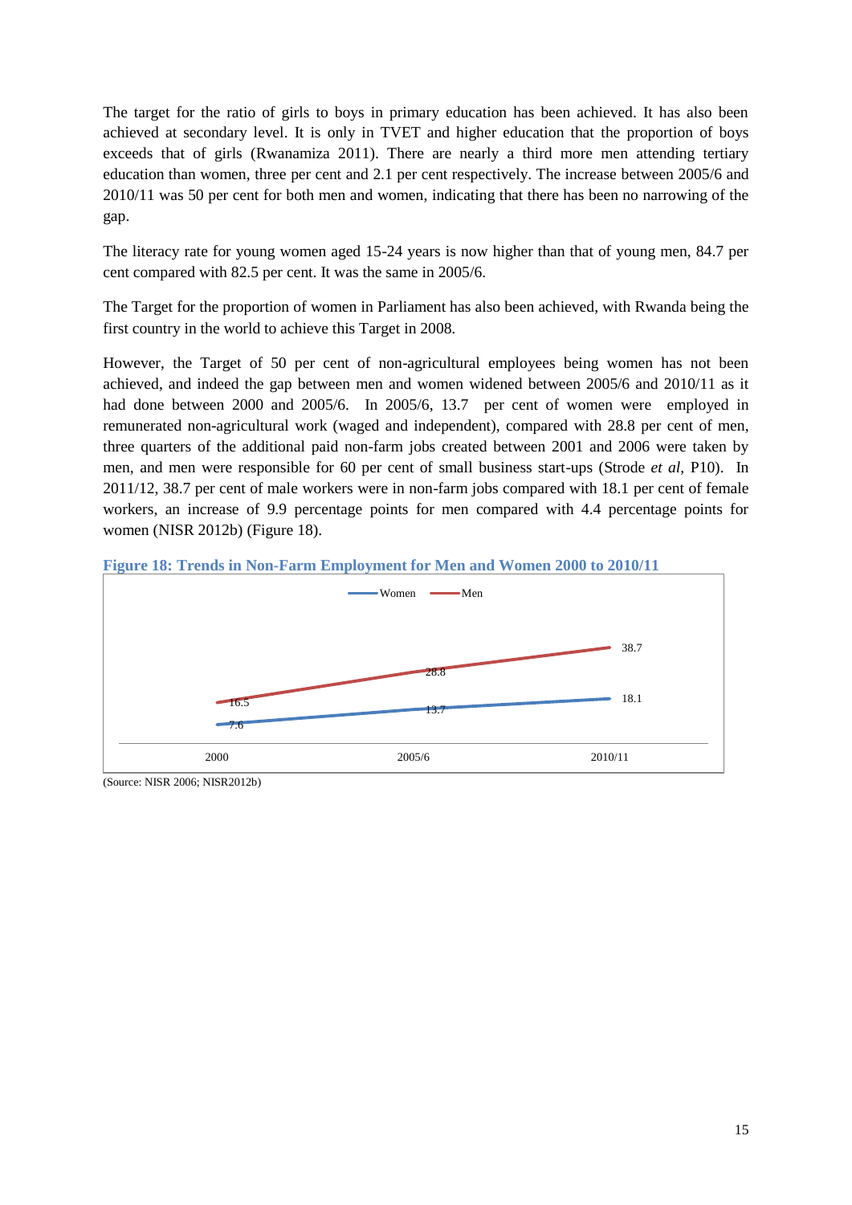The target for the ratio of girls to boys in primary education has been achieved. It has also been achieved at secondary level. It is only in TVET and higher education that the proportion of boys exceeds that of girls (Rwanamiza 2011). There are nearly a third more men attending tertiary education than women, three per cent and 2.1 per cent respectively. The increase between 2005/6 and 2010/11 was 50 per cent for both men and women, indicating that there has been no narrowing of the gap.

The literacy rate for young women aged 15-24 years is now higher than that of young men, 84.7 per cent compared with 82.5 per cent. It was the same in 2005/6.

The Target for the proportion of women in Parliament has also been achieved, with Rwanda being the first country in the world to achieve this Target in 2008.

However, the Target of 50 per cent of non-agricultural employees being women has not been achieved, and indeed the gap between men and women widened between 2005/6 and 2010/11 as it had done between 2000 and 2005/6. In 2005/6, 13.7 per cent of women were employed in remunerated non-agricultural work (waged and independent), compared with 28.8 per cent of men, three quarters of the additional paid non-farm jobs created between 2001 and 2006 were taken by men, and men were responsible for 60 per cent of small business start-ups (Strode *et al*, P10). In 2011/12, 38.7 per cent of male workers were in non-farm jobs compared with 18.1 per cent of female workers, an increase of 9.9 percentage points for men compared with 4.4 percentage points for women (NISR 2012b) (Figure 18).

**Figure 18: Trends in Non-Farm Employment for Men and Women 2000 to 2010/11**

Women
Men

16.5
28.8
38.7

7.6
13.7
18.1

2000
2005/6
2010/11

(Source: NISR 2006; NISR2012b)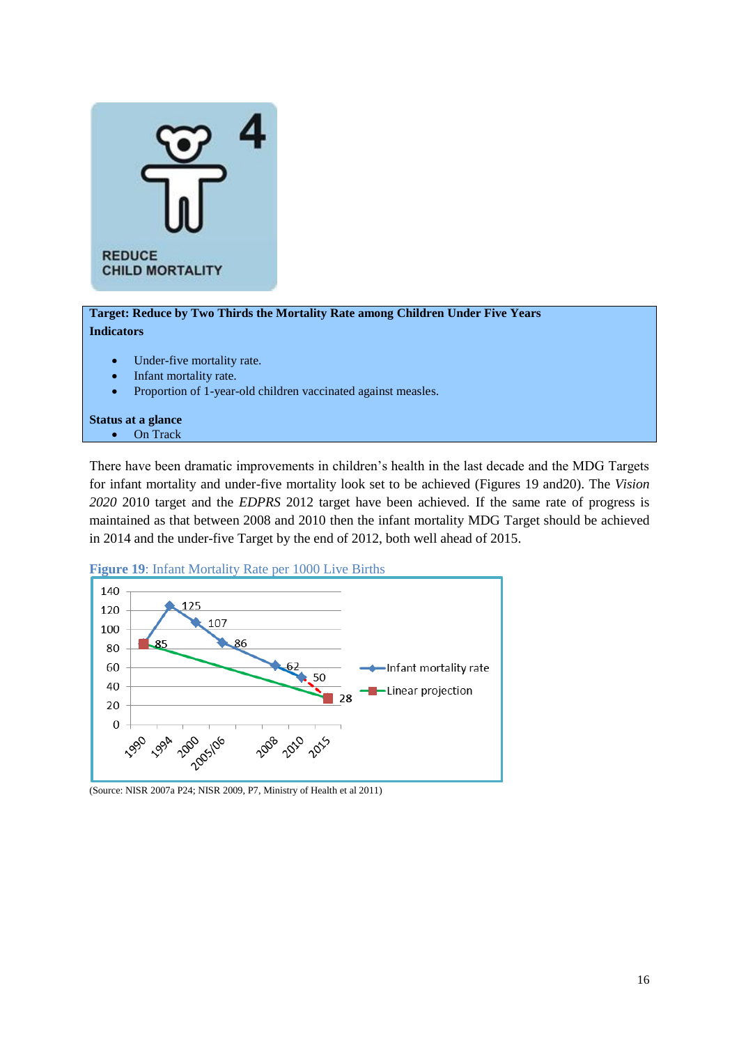4

REDUCE CHILD MORTALITY

**Target: Reduce by Two Thirds the Mortality Rate among Children Under Five Years**

**Indicators**

- Under-five mortality rate.
- Infant mortality rate.
- Proportion of 1-year-old children vaccinated against measles.

**Status at a glance**

- On Track

There have been dramatic improvements in children's health in the last decade and the MDG Targets for infant mortality and under-five mortality look set to be achieved (Figures 19 and20). The *Vision 2020* 2010 target and the *EDPRS* 2012 target have been achieved. If the same rate of progress is maintained as that between 2008 and 2010 then the infant mortality MDG Target should be achieved in 2014 and the under-five Target by the end of 2012, both well ahead of 2015.

**Figure 19**: Infant Mortality Rate per 1000 Live Births

140
120
100
80
60
40
20
0

125
107
85
86
62
50
28

1990
1994
2000
2005/06
2008
2010
2015

Infant mortality rate
Linear projection

(Source: NISR 2007a P24; NISR 2009, P7, Ministry of Health et al 2011)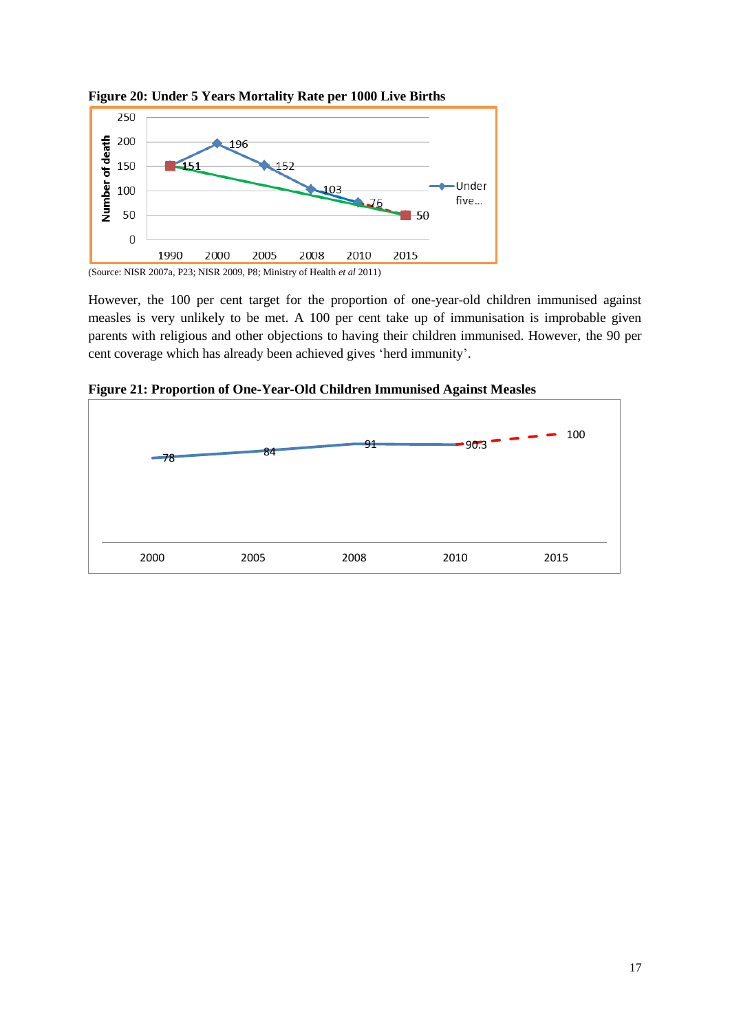**Figure 20: Under 5 Years Mortality Rate per 1000 Live Births**

Number of death

250
200
150
100
50
0

1990 2000 2005 2008 2010 2015

151
196
152
103
76
50

Under five...

(Source: NISR 2007a, P23; NISR 2009, P8; Ministry of Health *et al* 2011)

However, the 100 per cent target for the proportion of one-year-old children immunised against measles is very unlikely to be met. A 100 per cent take up of immunisation is improbable given parents with religious and other objections to having their children immunised. However, the 90 per cent coverage which has already been achieved gives 'herd immunity'.

**Figure 21: Proportion of One-Year-Old Children Immunised Against Measles**

78
84
91
90.3
100

2000 2005 2008 2010 2015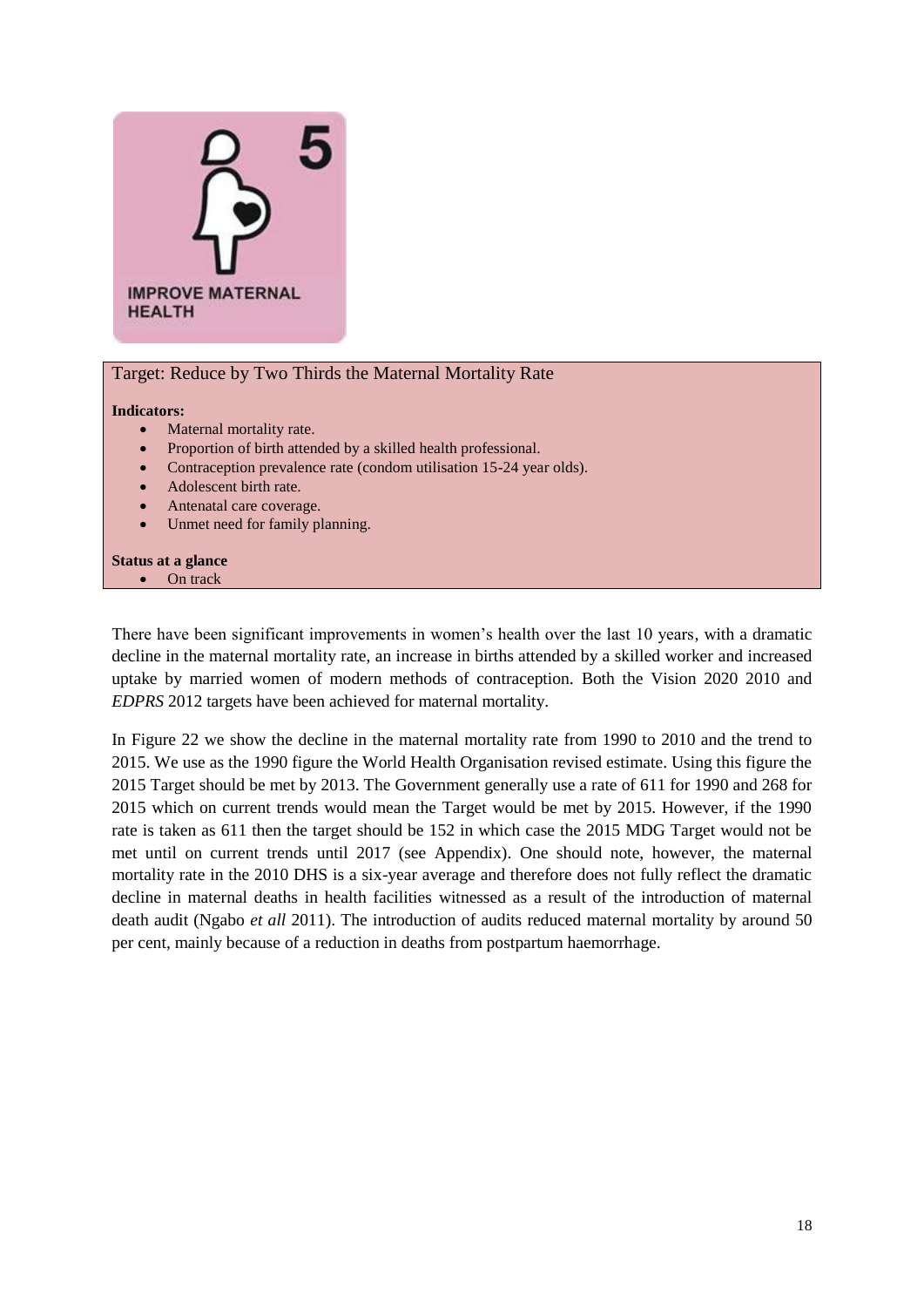5

IMPROVE MATERNAL HEALTH

Target: Reduce by Two Thirds the Maternal Mortality Rate

**Indicators:**

- Maternal mortality rate.
- Proportion of birth attended by a skilled health professional.
- Contraception prevalence rate (condom utilisation 15-24 year olds).
- Adolescent birth rate.
- Antenatal care coverage.
- Unmet need for family planning.

**Status at a glance**

- On track

There have been significant improvements in women's health over the last 10 years, with a dramatic decline in the maternal mortality rate, an increase in births attended by a skilled worker and increased uptake by married women of modern methods of contraception. Both the Vision 2020 2010 and *EDPRS* 2012 targets have been achieved for maternal mortality.

In Figure 22 we show the decline in the maternal mortality rate from 1990 to 2010 and the trend to 2015. We use as the 1990 figure the World Health Organisation revised estimate. Using this figure the 2015 Target should be met by 2013. The Government generally use a rate of 611 for 1990 and 268 for 2015 which on current trends would mean the Target would be met by 2015. However, if the 1990 rate is taken as 611 then the target should be 152 in which case the 2015 MDG Target would not be met until on current trends until 2017 (see Appendix). One should note, however, the maternal mortality rate in the 2010 DHS is a six-year average and therefore does not fully reflect the dramatic decline in maternal deaths in health facilities witnessed as a result of the introduction of maternal death audit (Ngabo *et all* 2011). The introduction of audits reduced maternal mortality by around 50 per cent, mainly because of a reduction in deaths from postpartum haemorrhage.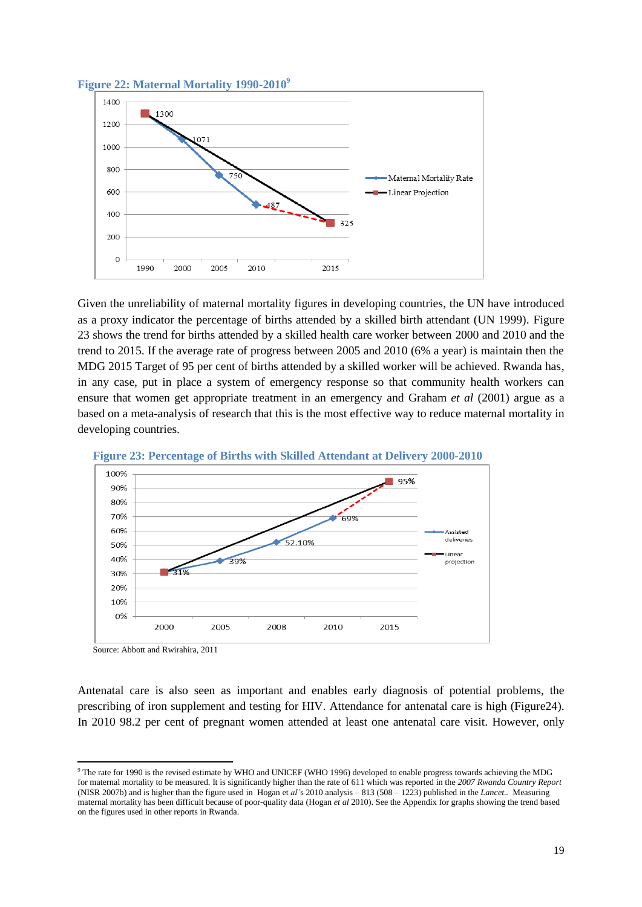**Figure 22: Maternal Mortality 1990-2010**[9]

1400
1200
1000
800
600
400
200
0

1990 2000 2005 2010 2015

1300
1071
750
487
325

Maternal Mortality Rate
Linear Projection

Given the unreliability of maternal mortality figures in developing countries, the UN have introduced as a proxy indicator the percentage of births attended by a skilled birth attendant (UN 1999). Figure 23 shows the trend for births attended by a skilled health care worker between 2000 and 2010 and the trend to 2015. If the average rate of progress between 2005 and 2010 (6% a year) is maintain then the MDG 2015 Target of 95 per cent of births attended by a skilled worker will be achieved. Rwanda has, in any case, put in place a system of emergency response so that community health workers can ensure that women get appropriate treatment in an emergency and Graham *et al* (2001) argue as a based on a meta-analysis of research that this is the most effective way to reduce maternal mortality in developing countries.

**Figure 23: Percentage of Births with Skilled Attendant at Delivery 2000-2010**

100%
90%
80%
70%
60%
50%
40%
30%
20%
10%
0%

2000 2005 2008 2010 2015

31%
39%
52.10%
69%
95%

Assisted deliveries
Linear projection

Source: Abbott and Rwirahira, 2011

Antenatal care is also seen as important and enables early diagnosis of potential problems, the prescribing of iron supplement and testing for HIV. Attendance for antenatal care is high (Figure24). In 2010 98.2 per cent of pregnant women attended at least one antenatal care visit. However, only

[9] The rate for 1990 is the revised estimate by WHO and UNICEF (WHO 1996) developed to enable progress towards achieving the MDG for maternal mortality to be measured. It is significantly higher than the rate of 611 which was reported in the *2007 Rwanda Country Report* (NISR 2007b) and is higher than the figure used in Hogan et *al'*s 2010 analysis – 813 (508 – 1223) published in the *Lancet*.. Measuring maternal mortality has been difficult because of poor-quality data (Hogan *et al* 2010). See the Appendix for graphs showing the trend based on the figures used in other reports in Rwanda.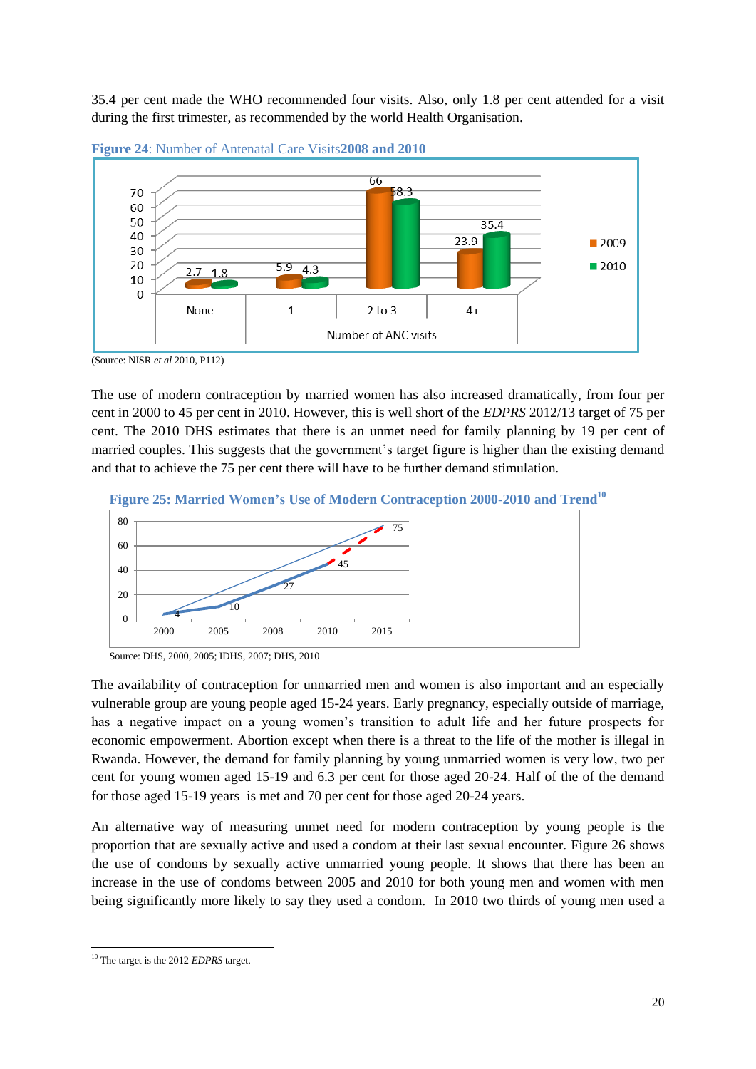35.4 per cent made the WHO recommended four visits. Also, only 1.8 per cent attended for a visit during the first trimester, as recommended by the world Health Organisation.

**Figure 24**: Number of Antenatal Care Visits**2008 and 2010**

70
60
50
40
30
20
10
0

2.7 1.8
5.9 4.3
66 58.3
23.9 35.4

None
1
2 to 3
4+

Number of ANC visits

2009
2010

(Source: NISR *et al* 2010, P112)

The use of modern contraception by married women has also increased dramatically, from four per cent in 2000 to 45 per cent in 2010. However, this is well short of the *EDPRS* 2012/13 target of 75 per cent. The 2010 DHS estimates that there is an unmet need for family planning by 19 per cent of married couples. This suggests that the government's target figure is higher than the existing demand and that to achieve the 75 per cent there will have to be further demand stimulation.

**Figure 25: Married Women's Use of Modern Contraception 2000-2010 and Trend**[10]

80
60
40
20
0

2000
2005
2008
2010
2015

4
10
27
45
75

Source: DHS, 2000, 2005; IDHS, 2007; DHS, 2010

The availability of contraception for unmarried men and women is also important and an especially vulnerable group are young people aged 15-24 years. Early pregnancy, especially outside of marriage, has a negative impact on a young women's transition to adult life and her future prospects for economic empowerment. Abortion except when there is a threat to the life of the mother is illegal in Rwanda. However, the demand for family planning by young unmarried women is very low, two per cent for young women aged 15-19 and 6.3 per cent for those aged 20-24. Half of the of the demand for those aged 15-19 years is met and 70 per cent for those aged 20-24 years.

An alternative way of measuring unmet need for modern contraception by young people is the proportion that are sexually active and used a condom at their last sexual encounter. Figure 26 shows the use of condoms by sexually active unmarried young people. It shows that there has been an increase in the use of condoms between 2005 and 2010 for both young men and women with men being significantly more likely to say they used a condom. In 2010 two thirds of young men used a

[10] The target is the 2012 *EDPRS* target.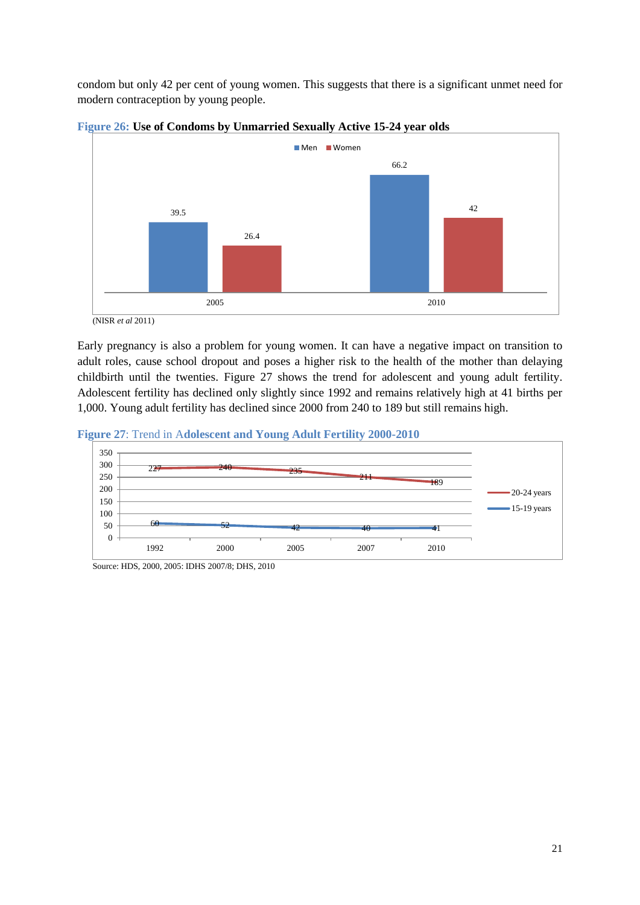condom but only 42 per cent of young women. This suggests that there is a significant unmet need for modern contraception by young people.

**Figure 26: Use of Condoms by Unmarried Sexually Active 15-24 year olds**

Men
Women

39.5
26.4
66.2
42

2005
2010

(NISR *et al* 2011)

Early pregnancy is also a problem for young women. It can have a negative impact on transition to adult roles, cause school dropout and poses a higher risk to the health of the mother than delaying childbirth until the twenties. Figure 27 shows the trend for adolescent and young adult fertility. Adolescent fertility has declined only slightly since 1992 and remains relatively high at 41 births per 1,000. Young adult fertility has declined since 2000 from 240 to 189 but still remains high.

**Figure 27: Trend in Adolescent and Young Adult Fertility 2000-2010**

350
300
250
200
150
100
50
0

227
240
235
211
189

60
52
42
40
41

1992
2000
2005
2007
2010

20-24 years
15-19 years

Source: HDS, 2000, 2005: IDHS 2007/8; DHS, 2010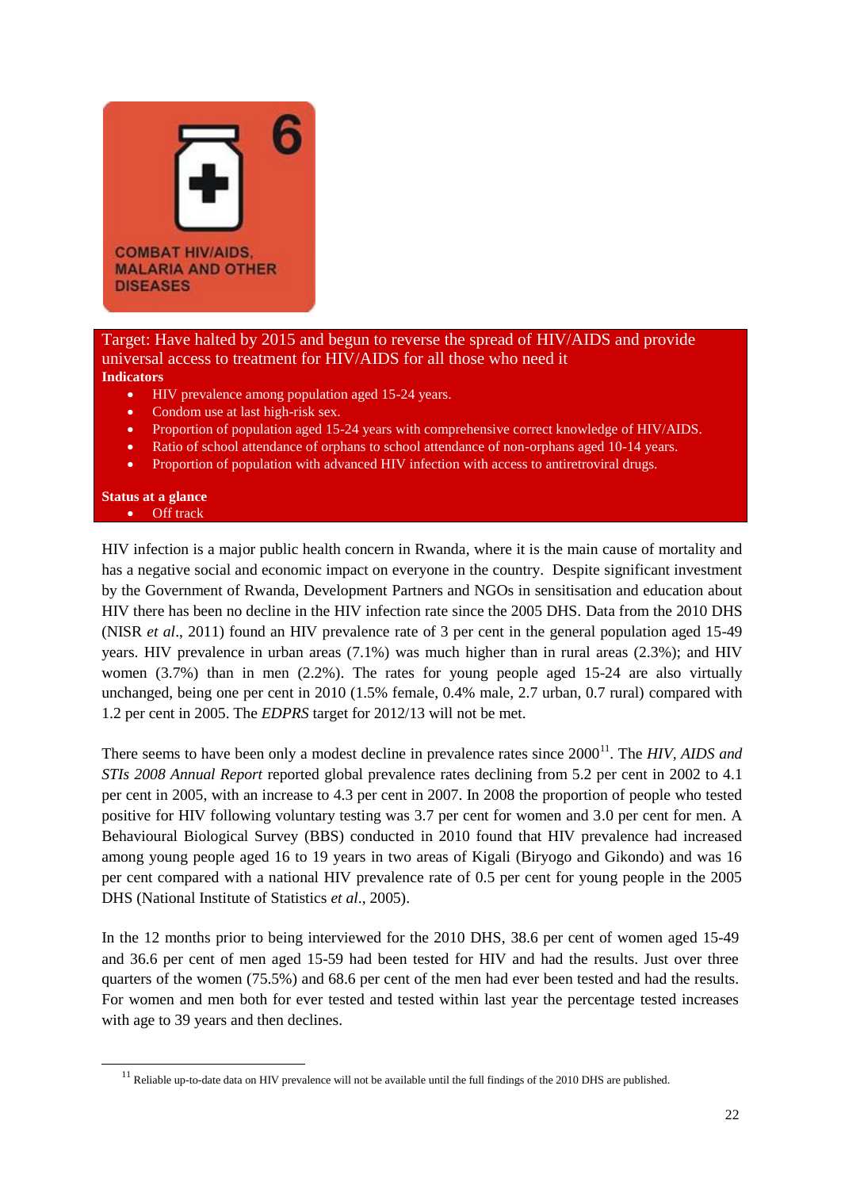COMBAT HIV/AIDS, MALARIA AND OTHER DISEASES

6

Target: Have halted by 2015 and begun to reverse the spread of HIV/AIDS and provide universal access to treatment for HIV/AIDS for all those who need it

**Indicators**

- HIV prevalence among population aged 15-24 years.
- Condom use at last high-risk sex.
- Proportion of population aged 15-24 years with comprehensive correct knowledge of HIV/AIDS.
- Ratio of school attendance of orphans to school attendance of non-orphans aged 10-14 years.
- Proportion of population with advanced HIV infection with access to antiretroviral drugs.

**Status at a glance**

- Off track

HIV infection is a major public health concern in Rwanda, where it is the main cause of mortality and has a negative social and economic impact on everyone in the country. Despite significant investment by the Government of Rwanda, Development Partners and NGOs in sensitisation and education about HIV there has been no decline in the HIV infection rate since the 2005 DHS. Data from the 2010 DHS (NISR *et al*., 2011) found an HIV prevalence rate of 3 per cent in the general population aged 15-49 years. HIV prevalence in urban areas (7.1%) was much higher than in rural areas (2.3%); and HIV women (3.7%) than in men (2.2%). The rates for young people aged 15-24 are also virtually unchanged, being one per cent in 2010 (1.5% female, 0.4% male, 2.7 urban, 0.7 rural) compared with 1.2 per cent in 2005. The *EDPRS* target for 2012/13 will not be met.

There seems to have been only a modest decline in prevalence rates since 2000[11]. The *HIV, AIDS and STIs 2008 Annual Report* reported global prevalence rates declining from 5.2 per cent in 2002 to 4.1 per cent in 2005, with an increase to 4.3 per cent in 2007. In 2008 the proportion of people who tested positive for HIV following voluntary testing was 3.7 per cent for women and 3.0 per cent for men. A Behavioural Biological Survey (BBS) conducted in 2010 found that HIV prevalence had increased among young people aged 16 to 19 years in two areas of Kigali (Biryogo and Gikondo) and was 16 per cent compared with a national HIV prevalence rate of 0.5 per cent for young people in the 2005 DHS (National Institute of Statistics *et al*., 2005).

In the 12 months prior to being interviewed for the 2010 DHS, 38.6 per cent of women aged 15-49 and 36.6 per cent of men aged 15-59 had been tested for HIV and had the results. Just over three quarters of the women (75.5%) and 68.6 per cent of the men had ever been tested and had the results. For women and men both for ever tested and tested within last year the percentage tested increases with age to 39 years and then declines.

[11] Reliable up-to-date data on HIV prevalence will not be available until the full findings of the 2010 DHS are published.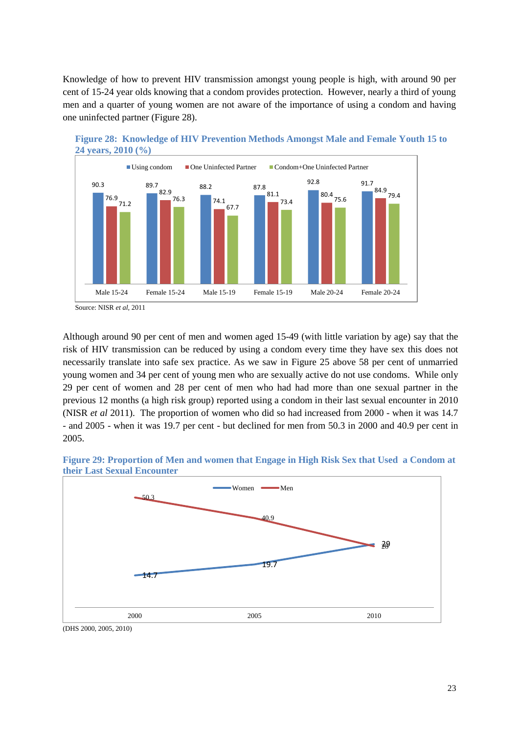Knowledge of how to prevent HIV transmission amongst young people is high, with around 90 per cent of 15-24 year olds knowing that a condom provides protection. However, nearly a third of young men and a quarter of young women are not aware of the importance of using a condom and having one uninfected partner (Figure 28).

**Figure 28: Knowledge of HIV Prevention Methods Amongst Male and Female Youth 15 to 24 years, 2010 (%)**

Using condom
One Uninfected Partner
Condom+One Uninfected Partner

Male 15-24: 90.3, 76.9, 71.2
Female 15-24: 89.7, 82.9, 76.3
Male 15-19: 88.2, 74.1, 67.7
Female 15-19: 87.8, 81.1, 73.4
Male 20-24: 92.8, 80.4, 75.6
Female 20-24: 91.7, 84.9, 79.4

Source: NISR *et al*, 2011

Although around 90 per cent of men and women aged 15-49 (with little variation by age) say that the risk of HIV transmission can be reduced by using a condom every time they have sex this does not necessarily translate into safe sex practice. As we saw in Figure 25 above 58 per cent of unmarried young women and 34 per cent of young men who are sexually active do not use condoms. While only 29 per cent of women and 28 per cent of men who had had more than one sexual partner in the previous 12 months (a high risk group) reported using a condom in their last sexual encounter in 2010 (NISR *et al* 2011). The proportion of women who did so had increased from 2000 - when it was 14.7 - and 2005 - when it was 19.7 per cent - but declined for men from 50.3 in 2000 and 40.9 per cent in 2005.

**Figure 29: Proportion of Men and women that Engage in High Risk Sex that Used a Condom at their Last Sexual Encounter**

Women
Men

50.3
40.9
29
28
19.7
14.7

2000
2005
2010

(DHS 2000, 2005, 2010)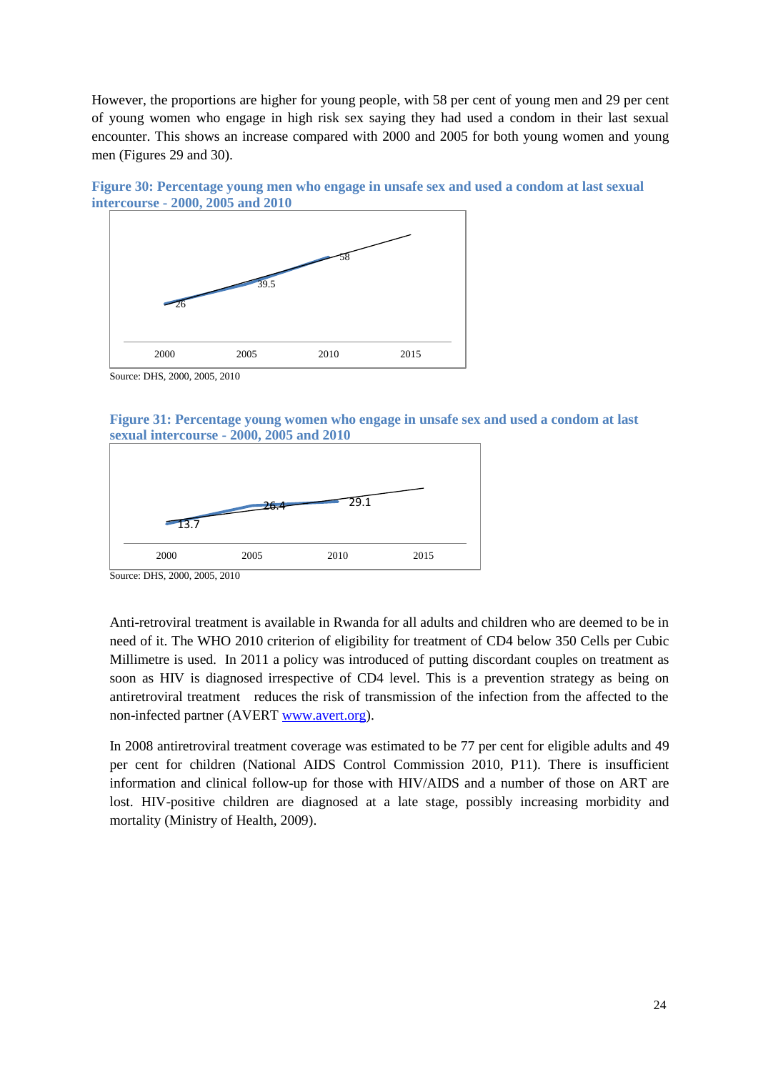However, the proportions are higher for young people, with 58 per cent of young men and 29 per cent of young women who engage in high risk sex saying they had used a condom in their last sexual encounter. This shows an increase compared with 2000 and 2005 for both young women and young men (Figures 29 and 30).

**Figure 30: Percentage young men who engage in unsafe sex and used a condom at last sexual intercourse - 2000, 2005 and 2010**

26
39.5
58
2000
2005
2010
2015

Source: DHS, 2000, 2005, 2010

**Figure 31: Percentage young women who engage in unsafe sex and used a condom at last sexual intercourse - 2000, 2005 and 2010**

13.7
26.4
29.1
2000
2005
2010
2015

Source: DHS, 2000, 2005, 2010

Anti-retroviral treatment is available in Rwanda for all adults and children who are deemed to be in need of it. The WHO 2010 criterion of eligibility for treatment of CD4 below 350 Cells per Cubic Millimetre is used. In 2011 a policy was introduced of putting discordant couples on treatment as soon as HIV is diagnosed irrespective of CD4 level. This is a prevention strategy as being on antiretroviral treatment reduces the risk of transmission of the infection from the affected to the non-infected partner (AVERT www.avert.org).

In 2008 antiretroviral treatment coverage was estimated to be 77 per cent for eligible adults and 49 per cent for children (National AIDS Control Commission 2010, P11). There is insufficient information and clinical follow-up for those with HIV/AIDS and a number of those on ART are lost. HIV-positive children are diagnosed at a late stage, possibly increasing morbidity and mortality (Ministry of Health, 2009).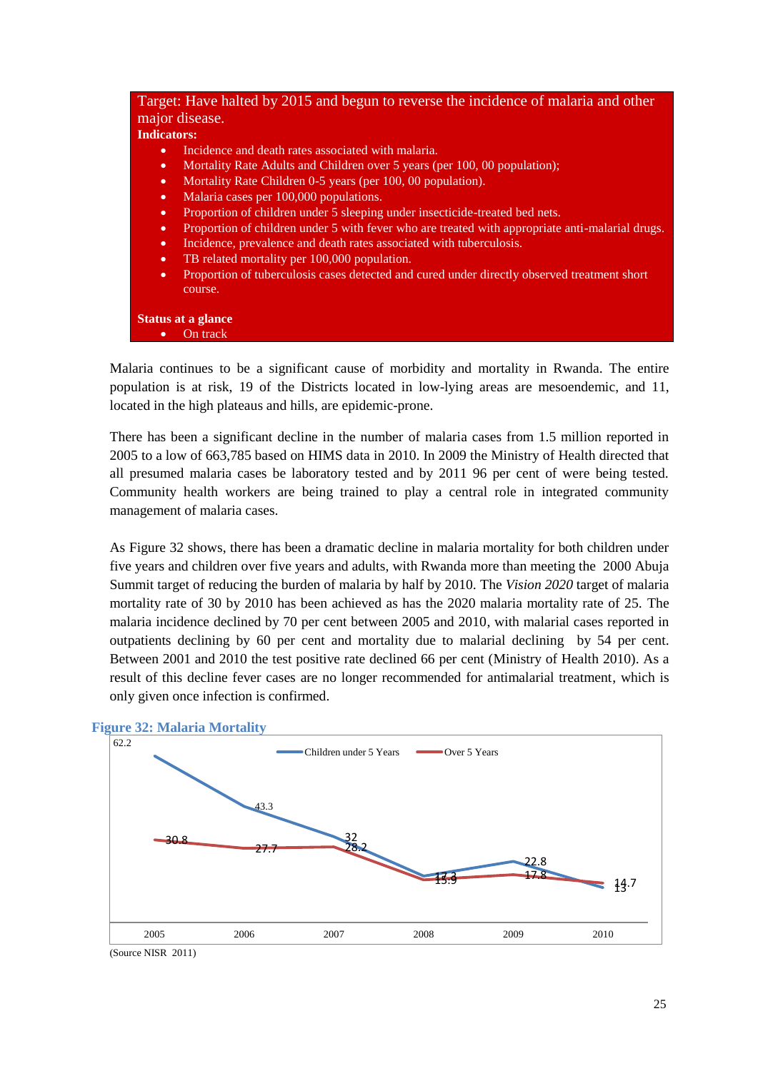Target: Have halted by 2015 and begun to reverse the incidence of malaria and other major disease.

**Indicators:**

- Incidence and death rates associated with malaria.
- Mortality Rate Adults and Children over 5 years (per 100, 00 population);
- Mortality Rate Children 0-5 years (per 100, 00 population).
- Malaria cases per 100,000 populations.
- Proportion of children under 5 sleeping under insecticide-treated bed nets.
- Proportion of children under 5 with fever who are treated with appropriate anti-malarial drugs.
- Incidence, prevalence and death rates associated with tuberculosis.
- TB related mortality per 100,000 population.
- Proportion of tuberculosis cases detected and cured under directly observed treatment short course.

**Status at a glance**

- On track

Malaria continues to be a significant cause of morbidity and mortality in Rwanda. The entire population is at risk, 19 of the Districts located in low-lying areas are mesoendemic, and 11, located in the high plateaus and hills, are epidemic-prone.

There has been a significant decline in the number of malaria cases from 1.5 million reported in 2005 to a low of 663,785 based on HIMS data in 2010. In 2009 the Ministry of Health directed that all presumed malaria cases be laboratory tested and by 2011 96 per cent of were being tested. Community health workers are being trained to play a central role in integrated community management of malaria cases.

As Figure 32 shows, there has been a dramatic decline in malaria mortality for both children under five years and children over five years and adults, with Rwanda more than meeting the 2000 Abuja Summit target of reducing the burden of malaria by half by 2010. The *Vision 2020* target of malaria mortality rate of 30 by 2010 has been achieved as has the 2020 malaria mortality rate of 25. The malaria incidence declined by 70 per cent between 2005 and 2010, with malarial cases reported in outpatients declining by 60 per cent and mortality due to malarial declining by 54 per cent. Between 2001 and 2010 the test positive rate declined 66 per cent (Ministry of Health 2010). As a result of this decline fever cases are no longer recommended for antimalarial treatment, which is only given once infection is confirmed.

**Figure 32: Malaria Mortality**

| Year | Children under 5 Years | Over 5 Years |
|---|---|---|
| 2005 | 62.2 | 30.8 |
| 2006 | 43.3 | 27.7 |
| 2007 | 32 | 28.2 |
| 2008 | 17.3 | 15.9 |
| 2009 | 22.8 | 17.8 |
| 2010 | 13 | 14.7 |

(Source NISR 2011)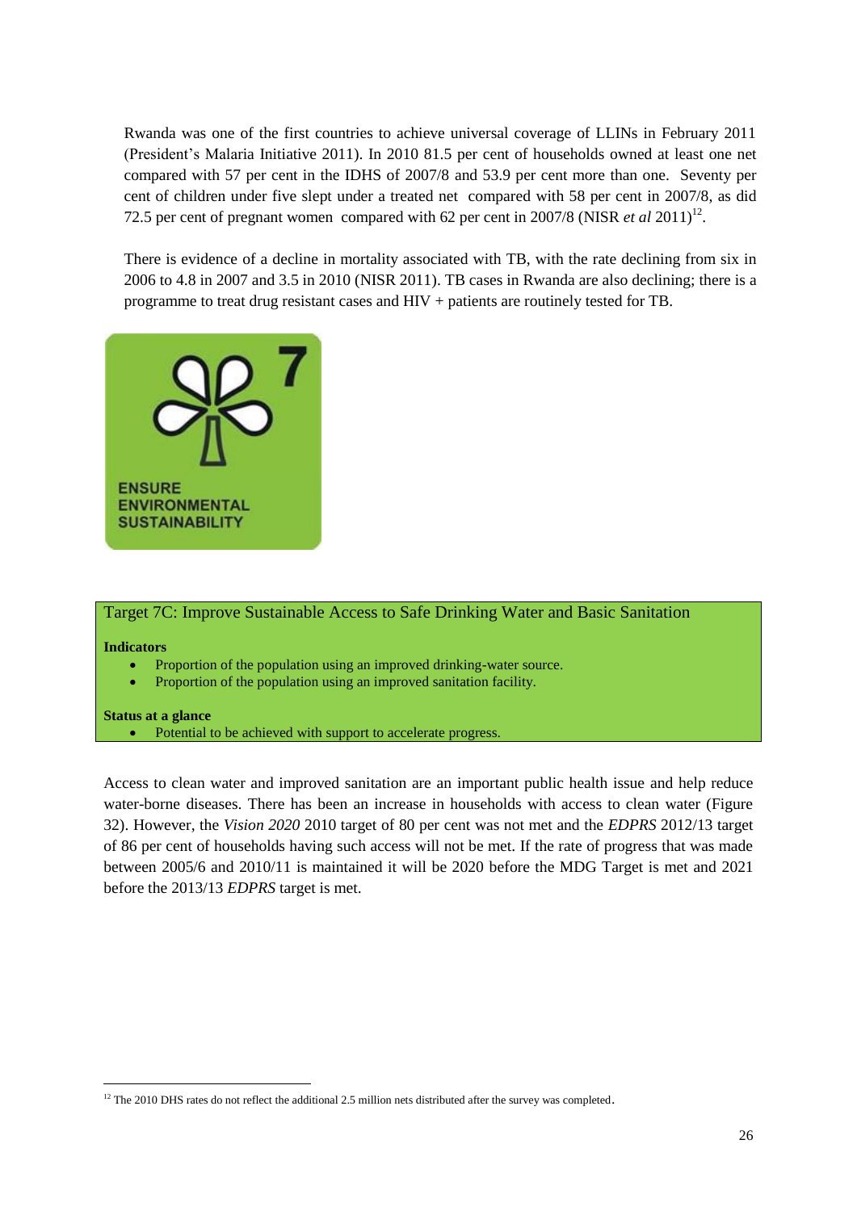Rwanda was one of the first countries to achieve universal coverage of LLINs in February 2011 (President's Malaria Initiative 2011). In 2010 81.5 per cent of households owned at least one net compared with 57 per cent in the IDHS of 2007/8 and 53.9 per cent more than one. Seventy per cent of children under five slept under a treated net compared with 58 per cent in 2007/8, as did 72.5 per cent of pregnant women compared with 62 per cent in 2007/8 (NISR *et al* 2011)[12].

There is evidence of a decline in mortality associated with TB, with the rate declining from six in 2006 to 4.8 in 2007 and 3.5 in 2010 (NISR 2011). TB cases in Rwanda are also declining; there is a programme to treat drug resistant cases and HIV + patients are routinely tested for TB.

7

ENSURE ENVIRONMENTAL SUSTAINABILITY

## Target 7C: Improve Sustainable Access to Safe Drinking Water and Basic Sanitation

**Indicators**

- Proportion of the population using an improved drinking-water source.
- Proportion of the population using an improved sanitation facility.

**Status at a glance**

- Potential to be achieved with support to accelerate progress.

Access to clean water and improved sanitation are an important public health issue and help reduce water-borne diseases. There has been an increase in households with access to clean water (Figure 32). However, the *Vision 2020* 2010 target of 80 per cent was not met and the *EDPRS* 2012/13 target of 86 per cent of households having such access will not be met. If the rate of progress that was made between 2005/6 and 2010/11 is maintained it will be 2020 before the MDG Target is met and 2021 before the 2013/13 *EDPRS* target is met.

[12] The 2010 DHS rates do not reflect the additional 2.5 million nets distributed after the survey was completed.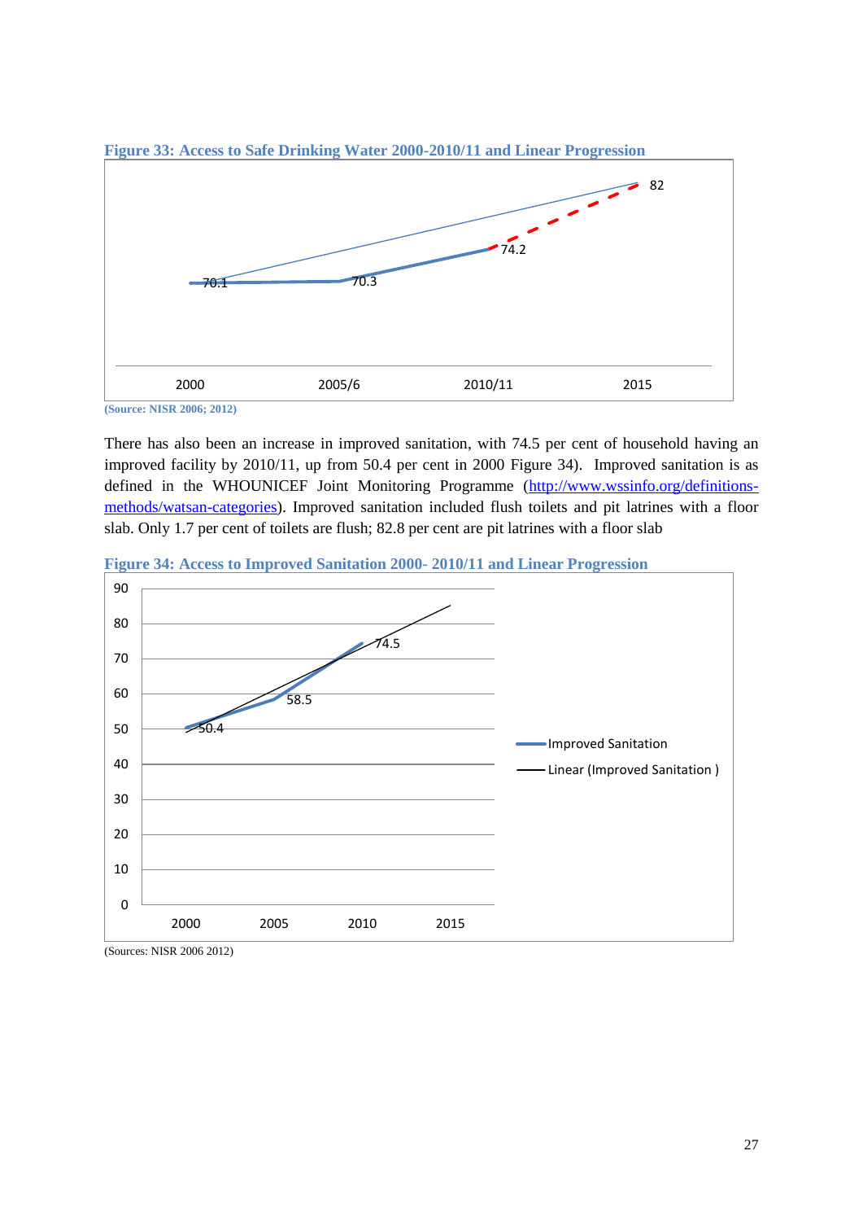**Figure 33: Access to Safe Drinking Water 2000-2010/11 and Linear Progression**

82
74.2
70.1
70.3
2000
2005/6
2010/11
2015

**(Source: NISR 2006; 2012)**

There has also been an increase in improved sanitation, with 74.5 per cent of household having an improved facility by 2010/11, up from 50.4 per cent in 2000 Figure 34). Improved sanitation is as defined in the WHOUNICEF Joint Monitoring Programme ([http://www.wssinfo.org/definitions-methods/watsan-categories](http://www.wssinfo.org/definitions-methods/watsan-categories)). Improved sanitation included flush toilets and pit latrines with a floor slab. Only 1.7 per cent of toilets are flush; 82.8 per cent are pit latrines with a floor slab

**Figure 34: Access to Improved Sanitation 2000- 2010/11 and Linear Progression**

90
80
70
60
50
40
30
20
10
0
74.5
58.5
50.4
2000
2005
2010
2015
Improved Sanitation
Linear (Improved Sanitation )

(Sources: NISR 2006 2012)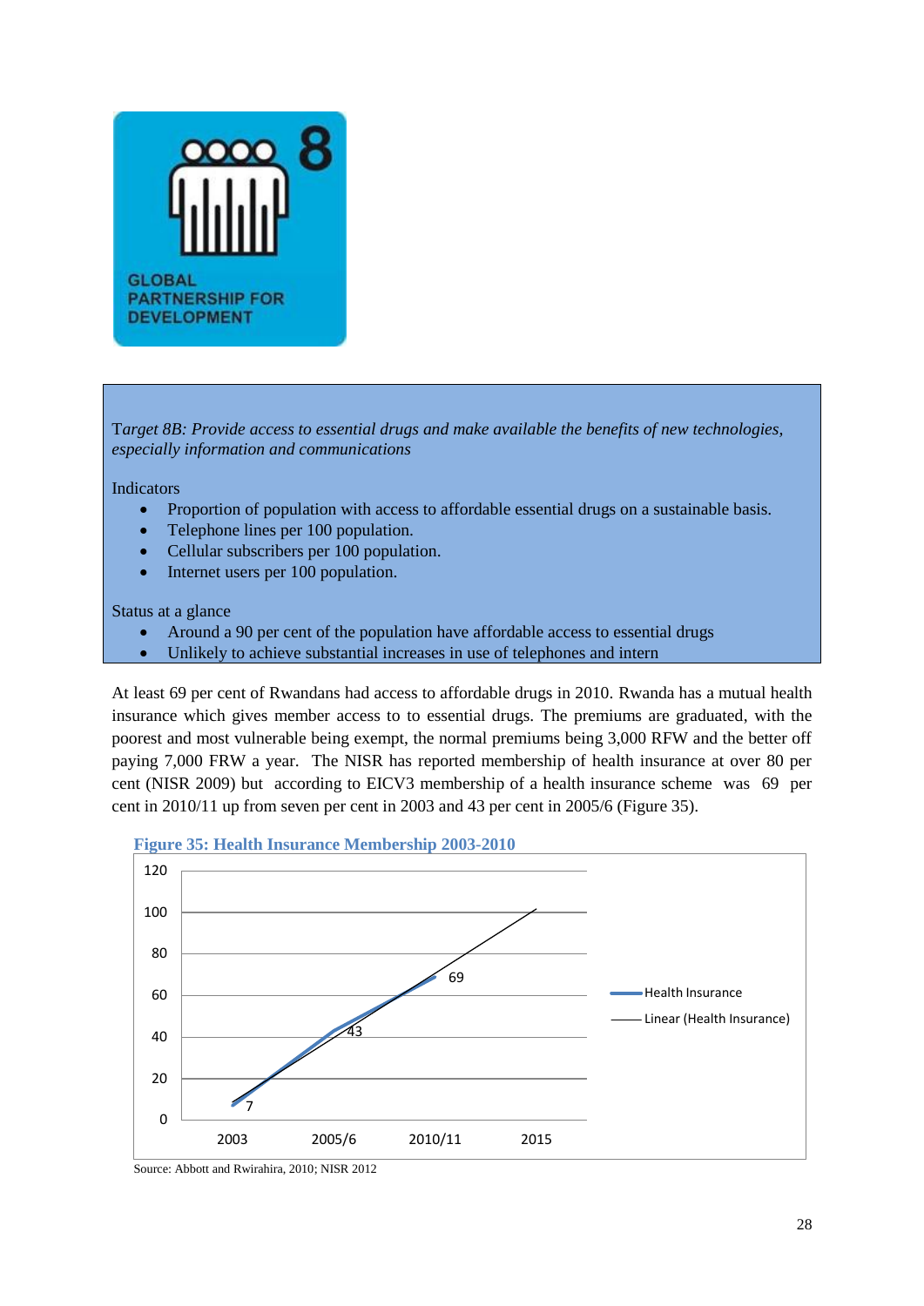8

GLOBAL PARTNERSHIP FOR DEVELOPMENT

*Target 8B: Provide access to essential drugs and make available the benefits of new technologies, especially information and communications*

Indicators

- Proportion of population with access to affordable essential drugs on a sustainable basis.
- Telephone lines per 100 population.
- Cellular subscribers per 100 population.
- Internet users per 100 population.

Status at a glance

- Around a 90 per cent of the population have affordable access to essential drugs
- Unlikely to achieve substantial increases in use of telephones and intern

At least 69 per cent of Rwandans had access to affordable drugs in 2010. Rwanda has a mutual health insurance which gives member access to to essential drugs. The premiums are graduated, with the poorest and most vulnerable being exempt, the normal premiums being 3,000 RFW and the better off paying 7,000 FRW a year. The NISR has reported membership of health insurance at over 80 per cent (NISR 2009) but according to EICV3 membership of a health insurance scheme was 69 per cent in 2010/11 up from seven per cent in 2003 and 43 per cent in 2005/6 (Figure 35).

**Figure 35: Health Insurance Membership 2003-2010**

120
100
80
60
40
20
0

2003
2005/6
2010/11
2015

7
43
69

Health Insurance
Linear (Health Insurance)

Source: Abbott and Rwirahira, 2010; NISR 2012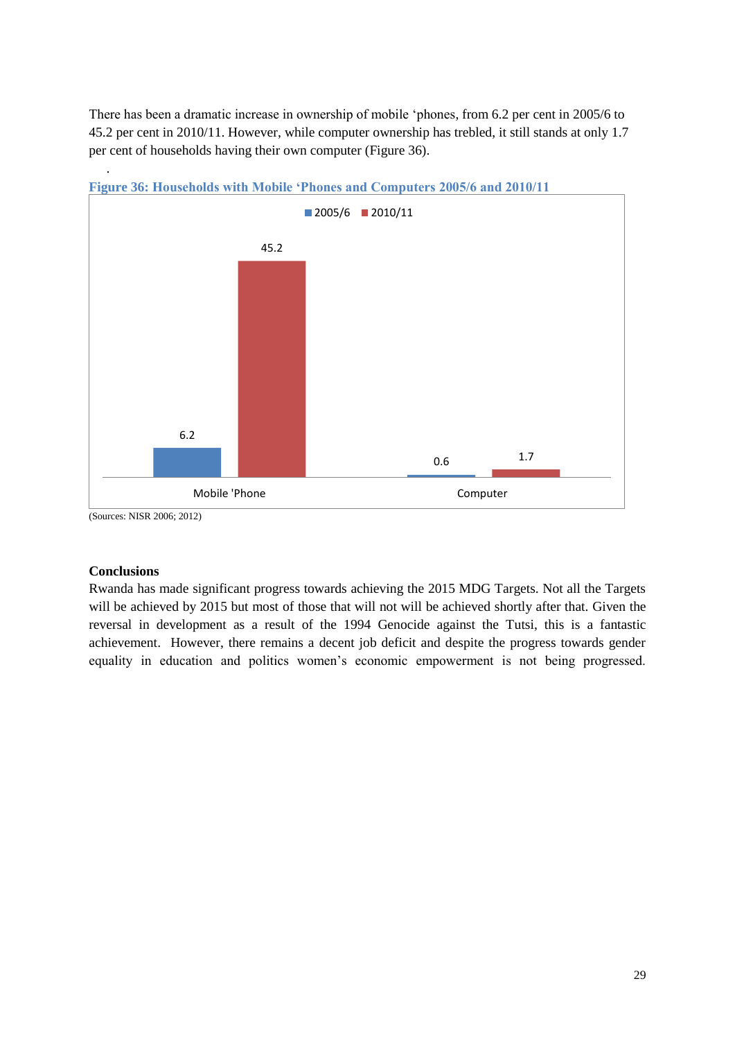There has been a dramatic increase in ownership of mobile 'phones, from 6.2 per cent in 2005/6 to 45.2 per cent in 2010/11. However, while computer ownership has trebled, it still stands at only 1.7 per cent of households having their own computer (Figure 36).

**Figure 36: Households with Mobile 'Phones and Computers 2005/6 and 2010/11**

2005/6
2010/11

45.2
6.2
Mobile 'Phone

0.6
1.7
Computer

(Sources: NISR 2006; 2012)

**Conclusions**

Rwanda has made significant progress towards achieving the 2015 MDG Targets. Not all the Targets will be achieved by 2015 but most of those that will not will be achieved shortly after that. Given the reversal in development as a result of the 1994 Genocide against the Tutsi, this is a fantastic achievement. However, there remains a decent job deficit and despite the progress towards gender equality in education and politics women's economic empowerment is not being progressed.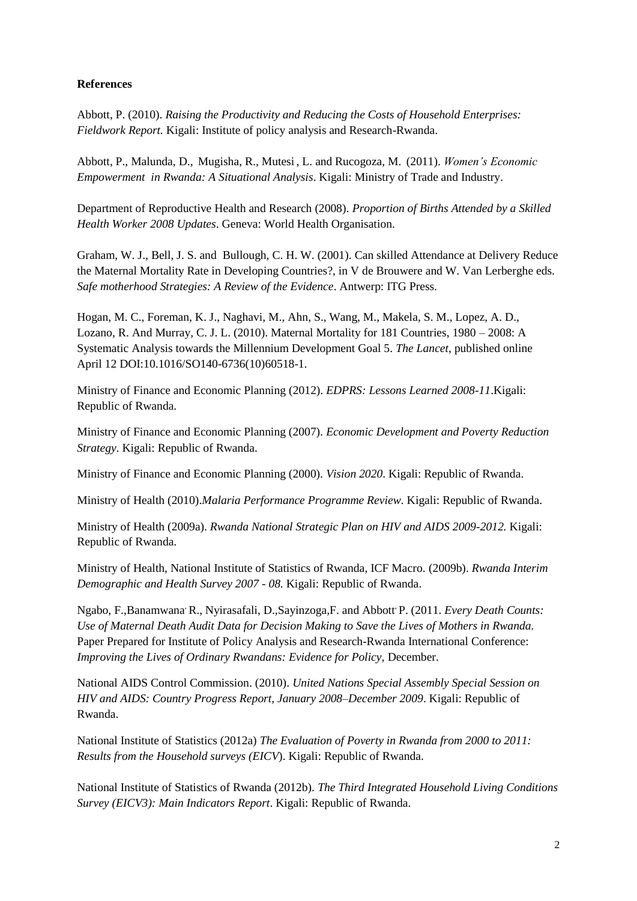**References**

Abbott, P. (2010). *Raising the Productivity and Reducing the Costs of Household Enterprises: Fieldwork Report.* Kigali: Institute of policy analysis and Research-Rwanda.

Abbott, P., Malunda, D., Mugisha, R., Mutesi, L. and Rucogoza, M. (2011). *Women's Economic Empowerment in Rwanda: A Situational Analysis*. Kigali: Ministry of Trade and Industry.

Department of Reproductive Health and Research (2008). *Proportion of Births Attended by a Skilled Health Worker 2008 Updates*. Geneva: World Health Organisation.

Graham, W. J., Bell, J. S. and Bullough, C. H. W. (2001). Can skilled Attendance at Delivery Reduce the Maternal Mortality Rate in Developing Countries?, in V de Brouwere and W. Van Lerberghe eds. *Safe motherhood Strategies: A Review of the Evidence*. Antwerp: ITG Press.

Hogan, M. C., Foreman, K. J., Naghavi, M., Ahn, S., Wang, M., Makela, S. M., Lopez, A. D., Lozano, R. And Murray, C. J. L. (2010). Maternal Mortality for 181 Countries, 1980 – 2008: A Systematic Analysis towards the Millennium Development Goal 5. *The Lancet*, published online April 12 DOI:10.1016/SO140-6736(10)60518-1.

Ministry of Finance and Economic Planning (2012). *EDPRS: Lessons Learned 2008-11*.Kigali: Republic of Rwanda.

Ministry of Finance and Economic Planning (2007). *Economic Development and Poverty Reduction Strategy*. Kigali: Republic of Rwanda.

Ministry of Finance and Economic Planning (2000). *Vision 2020*. Kigali: Republic of Rwanda.

Ministry of Health (2010).*Malaria Performance Programme Review*. Kigali: Republic of Rwanda.

Ministry of Health (2009a). *Rwanda National Strategic Plan on HIV and AIDS 2009-2012.* Kigali: Republic of Rwanda.

Ministry of Health, National Institute of Statistics of Rwanda, ICF Macro. (2009b). *Rwanda Interim Demographic and Health Survey 2007 - 08.* Kigali: Republic of Rwanda.

Ngabo, F.,Banamwana, R., Nyirasafali, D.,Sayinzoga,F. and Abbott, P. (2011. *Every Death Counts: Use of Maternal Death Audit Data for Decision Making to Save the Lives of Mothers in Rwanda.* Paper Prepared for Institute of Policy Analysis and Research-Rwanda International Conference: *Improving the Lives of Ordinary Rwandans: Evidence for Policy,* December.

National AIDS Control Commission. (2010). *United Nations Special Assembly Special Session on HIV and AIDS: Country Progress Report, January 2008–December 2009*. Kigali: Republic of Rwanda.

National Institute of Statistics (2012a) *The Evaluation of Poverty in Rwanda from 2000 to 2011: Results from the Household surveys (EICV*). Kigali: Republic of Rwanda.

National Institute of Statistics of Rwanda (2012b). *The Third Integrated Household Living Conditions Survey (EICV3): Main Indicators Report*. Kigali: Republic of Rwanda.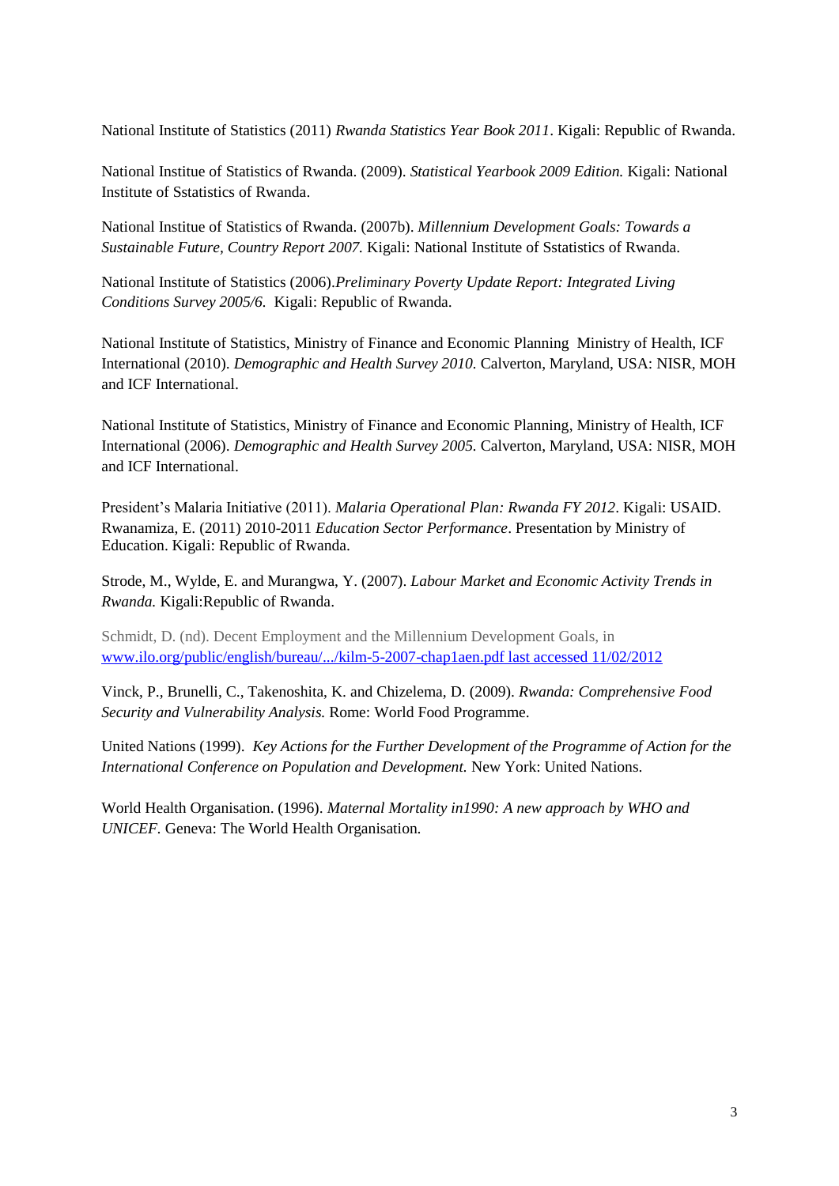National Institute of Statistics (2011) *Rwanda Statistics Year Book 2011*. Kigali: Republic of Rwanda.

National Institue of Statistics of Rwanda. (2009). *Statistical Yearbook 2009 Edition.* Kigali: National Institute of Sstatistics of Rwanda.

National Institue of Statistics of Rwanda. (2007b). *Millennium Development Goals: Towards a Sustainable Future, Country Report 2007.* Kigali: National Institute of Sstatistics of Rwanda.

National Institute of Statistics (2006).*Preliminary Poverty Update Report: Integrated Living Conditions Survey 2005/6.* Kigali: Republic of Rwanda.

National Institute of Statistics, Ministry of Finance and Economic Planning Ministry of Health, ICF International (2010). *Demographic and Health Survey 2010.* Calverton, Maryland, USA: NISR, MOH and ICF International.

National Institute of Statistics, Ministry of Finance and Economic Planning, Ministry of Health, ICF International (2006). *Demographic and Health Survey 2005.* Calverton, Maryland, USA: NISR, MOH and ICF International.

President's Malaria Initiative (2011). *Malaria Operational Plan: Rwanda FY 2012*. Kigali: USAID.
Rwanamiza, E. (2011) 2010-2011 *Education Sector Performance*. Presentation by Ministry of Education. Kigali: Republic of Rwanda.

Strode, M., Wylde, E. and Murangwa, Y. (2007). *Labour Market and Economic Activity Trends in Rwanda.* Kigali:Republic of Rwanda.

Schmidt, D. (nd). Decent Employment and the Millennium Development Goals, in www.ilo.org/public/english/bureau/.../kilm-5-2007-chap1aen.pdf last accessed 11/02/2012

Vinck, P., Brunelli, C., Takenoshita, K. and Chizelema, D. (2009). *Rwanda: Comprehensive Food Security and Vulnerability Analysis.* Rome: World Food Programme.

United Nations (1999). *Key Actions for the Further Development of the Programme of Action for the International Conference on Population and Development.* New York: United Nations.

World Health Organisation. (1996). *Maternal Mortality in1990: A new approach by WHO and UNICEF.* Geneva: The World Health Organisation.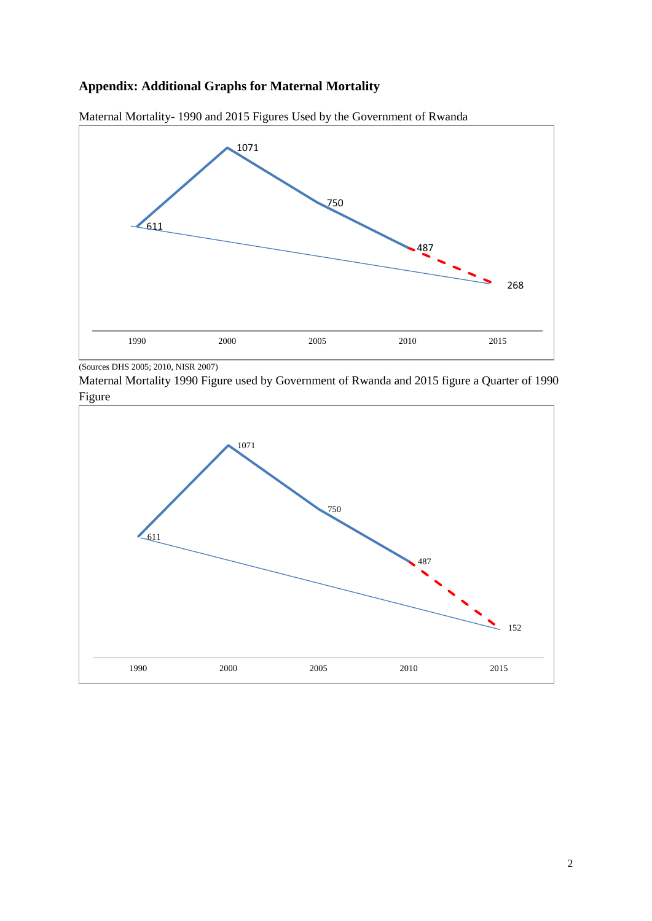## Appendix: Additional Graphs for Maternal Mortality

Maternal Mortality- 1990 and 2015 Figures Used by the Government of Rwanda

1071
750
611
487
268

1990 2000 2005 2010 2015

(Sources DHS 2005; 2010, NISR 2007)

Maternal Mortality 1990 Figure used by Government of Rwanda and 2015 figure a Quarter of 1990 Figure

1071
750
611
487
152

1990 2000 2005 2010 2015